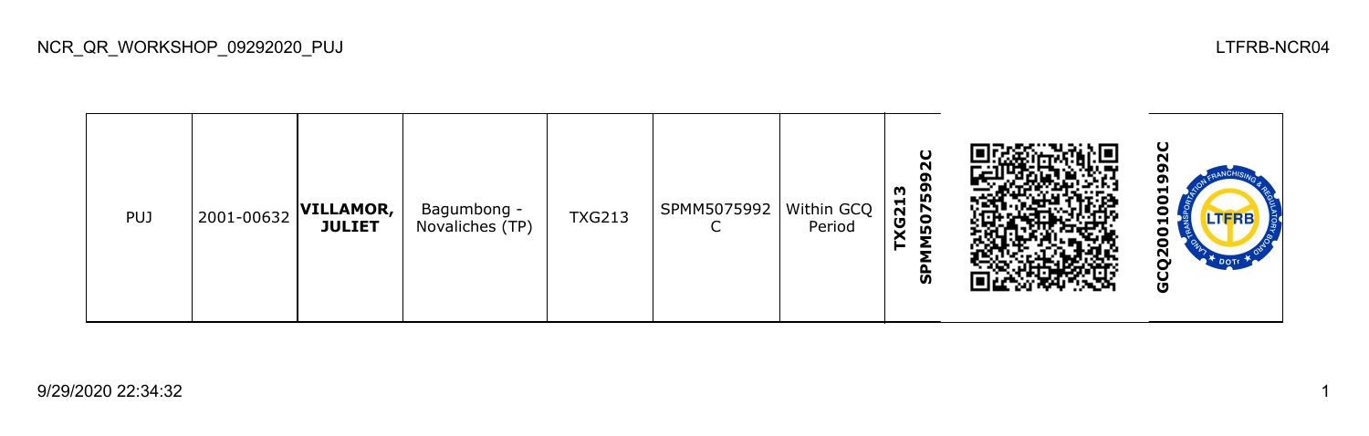| PUJ | 2001-00632 | **VILLAMOR, JULIET** | Bagumbong - Novaliches (TP) | TXG213 | SPMM5075992C | Within GCQ Period | **TXG213 SPMM5075992C** | | **GCQ2001001992C** |
|---|---|---|---|---|---|---|---|---|---|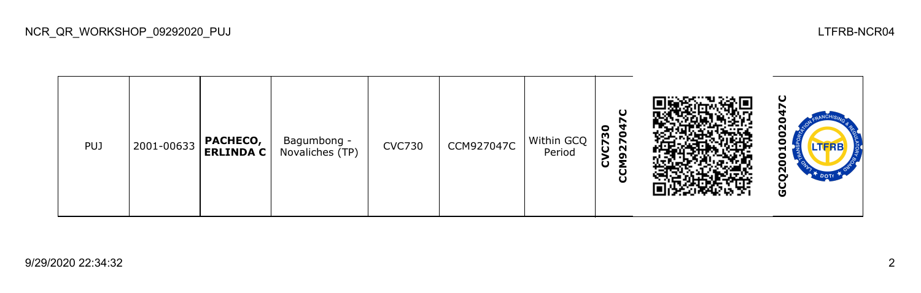| PUJ | 2001-00633 | **PACHECO, ERLINDA C** | Bagumbong - Novaliches (TP) | CVC730 | CCM927047C | Within GCQ Period | **CVC730 CCM927047C** | | **GCQ2001002047C** |
|---|---|---|---|---|---|---|---|---|---|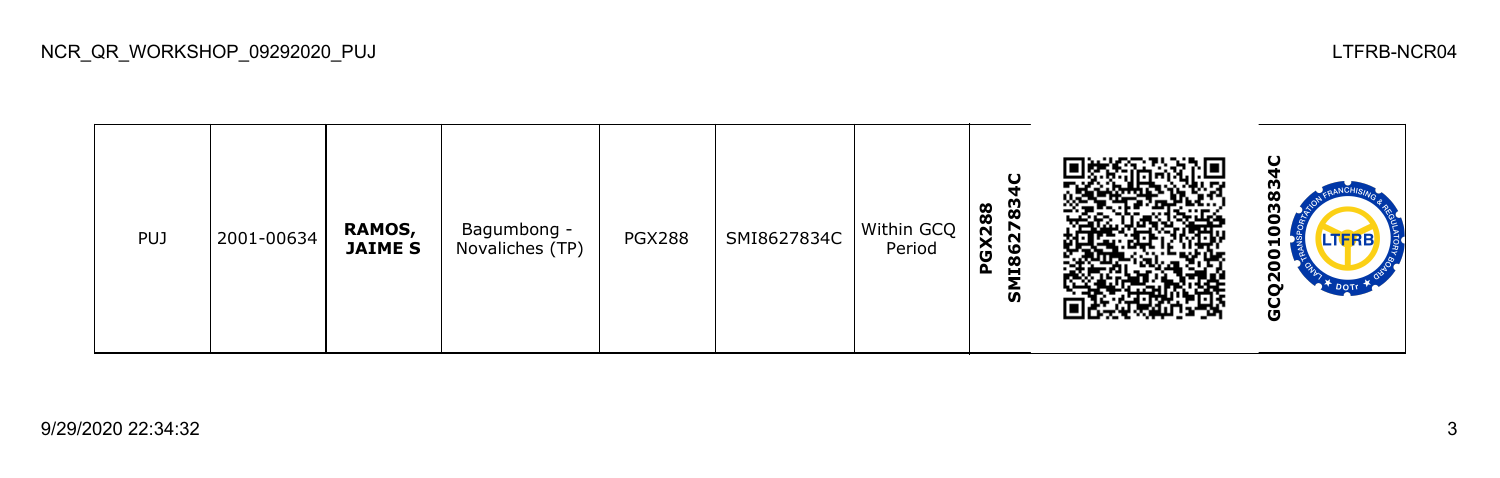| PUJ | 2001-00634 | **RAMOS, JAIME S** | Bagumbong - Novaliches (TP) | PGX288 | SMI8627834C | Within GCQ Period | **PGX288 SMI8627834C** | | **GCQ2001003834C** |
| --- | --- | --- | --- | --- | --- | --- | --- | --- | --- |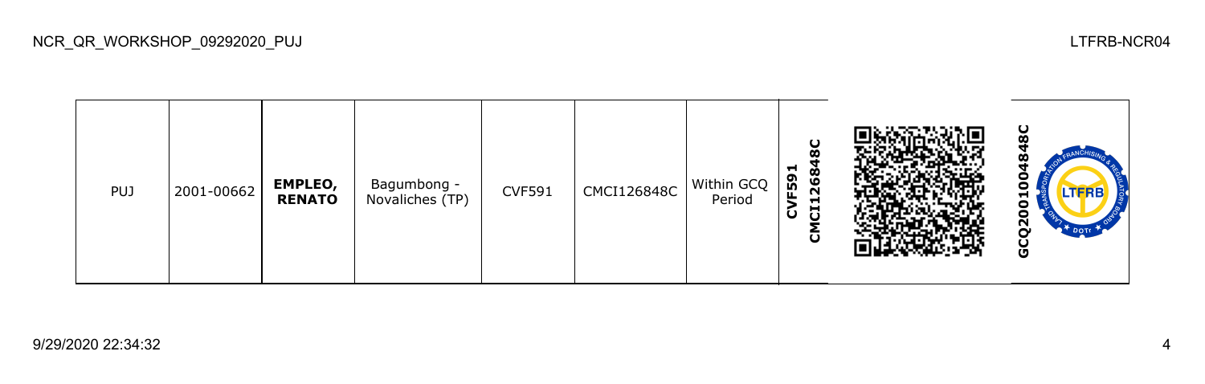| PUJ | 2001-00662 | **EMPLEO, RENATO** | Bagumbong - Novaliches (TP) | CVF591 | CMCI126848C | Within GCQ Period | **CVF591 CMCI126848C** | | **GCQ2001004848C** |
| --- | --- | --- | --- | --- | --- | --- | --- | --- | --- |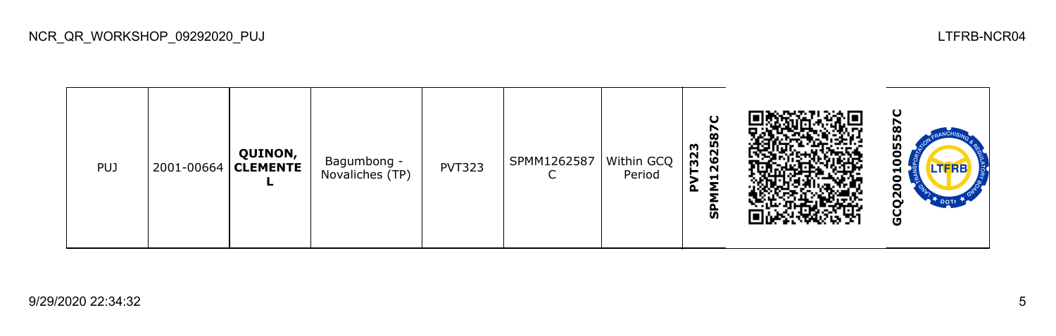| PUJ | 2001-00664 | **QUINON, CLEMENTE L** | Bagumbong - Novaliches (TP) | PVT323 | SPMM1262587C | Within GCQ Period | **PVT323 SPMM1262587C** | | **GCQ2001005587C** |
|---|---|---|---|---|---|---|---|---|---|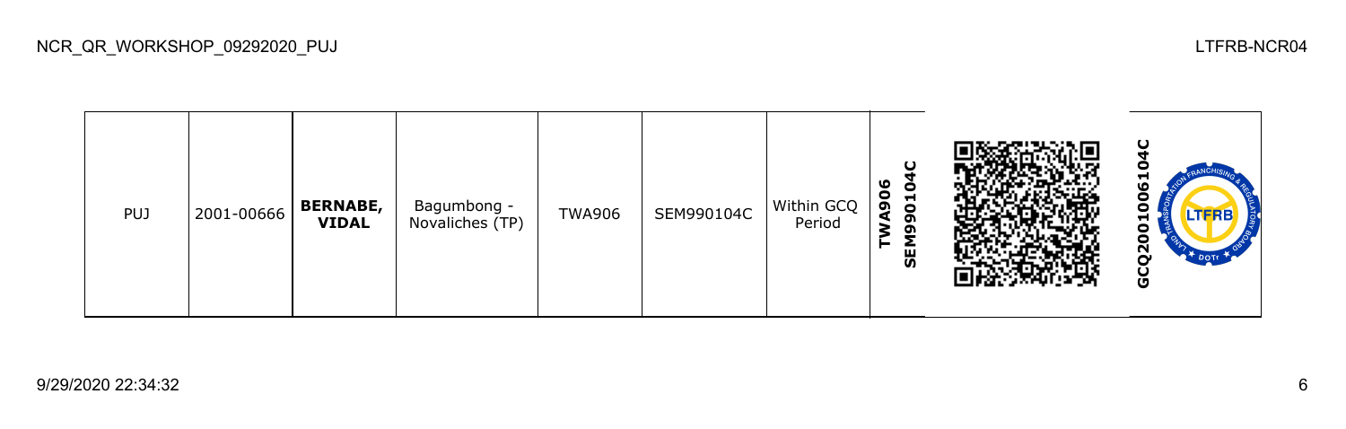| PUJ | 2001-00666 | **BERNABE, VIDAL** | Bagumbong - Novaliches (TP) | TWA906 | SEM990104C | Within GCQ Period | **TWA906 SEM990104C** | | **GCQ2001006104C** |
|---|---|---|---|---|---|---|---|---|---|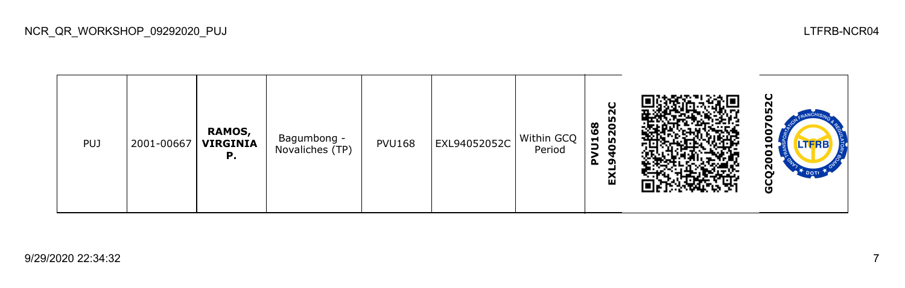| PUJ | 2001-00667 | **RAMOS, VIRGINIA P.** | Bagumbong - Novaliches (TP) | PVU168 | EXL94052052C | Within GCQ Period | **PVU168 EXL94052052C** | | **GCQ2001007052C** |
|---|---|---|---|---|---|---|---|---|---|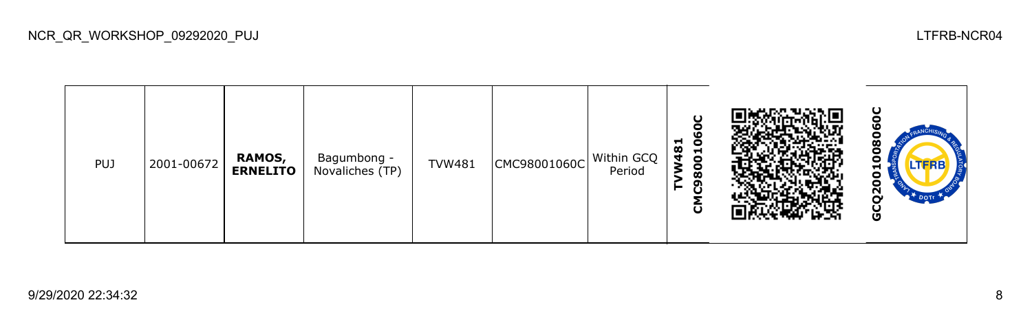| PUJ | 2001-00672 | **RAMOS, ERNELITO** | Bagumbong - Novaliches (TP) | TVW481 | CMC98001060C | Within GCQ Period | **TVW481 CMC98001060C** | | **GCQ2001008060C** |
|---|---|---|---|---|---|---|---|---|---|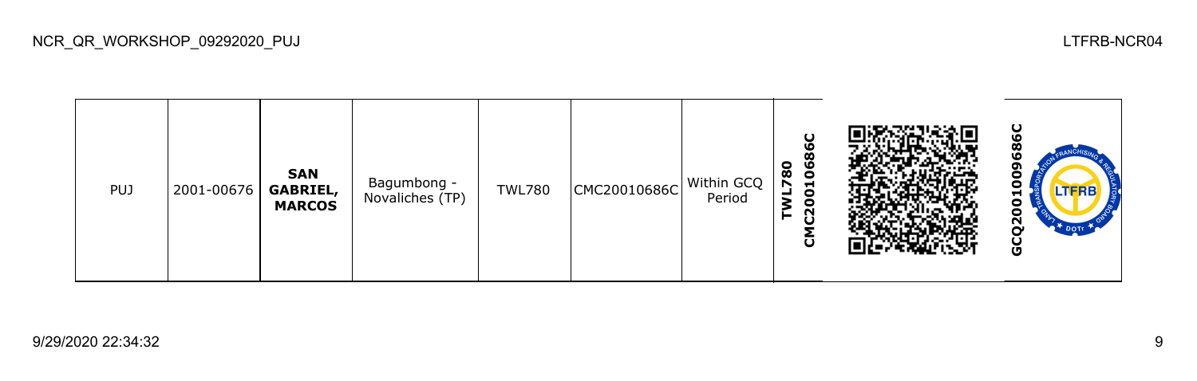| PUJ | 2001-00676 | **SAN GABRIEL, MARCOS** | Bagumbong - Novaliches (TP) | TWL780 | CMC20010686C | Within GCQ Period | **TWL780 CMC20010686C** | | **GCQ20010009686C** |
|---|---|---|---|---|---|---|---|---|---|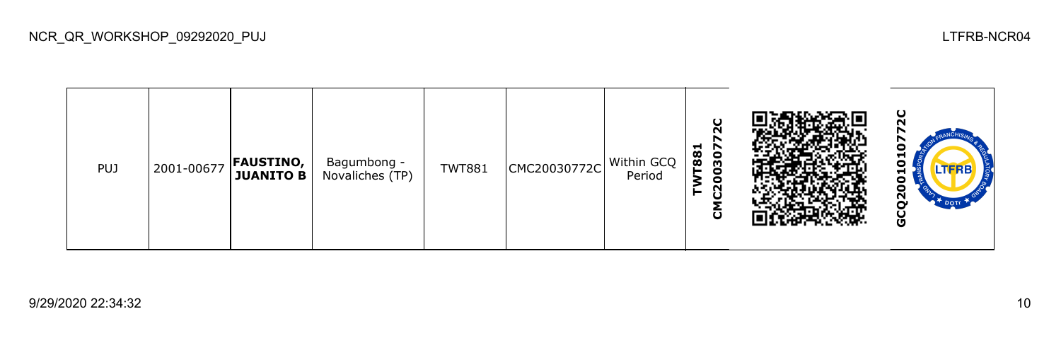| PUJ | 2001-00677 | **FAUSTINO, JUANITO B** | Bagumbong - Novaliches (TP) | TWT881 | CMC20030772C | Within GCQ Period | **TWT881 CMC20030772C** | | **GCQ2001010772C** |
|---|---|---|---|---|---|---|---|---|---|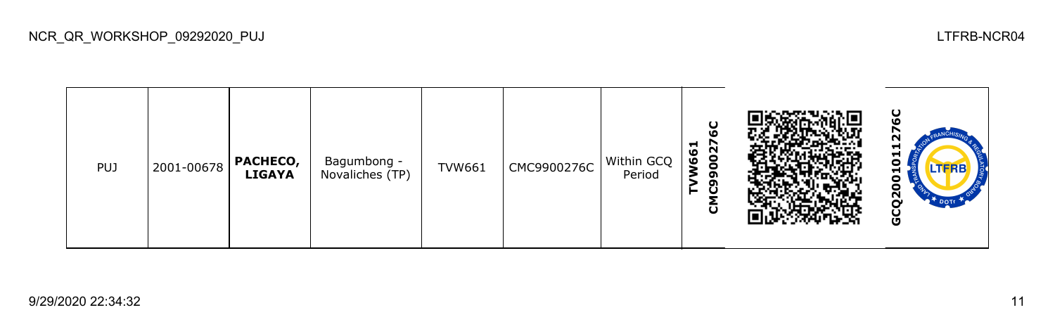| PUJ | 2001-00678 | **PACHECO, LIGAYA** | Bagumbong - Novaliches (TP) | TVW661 | CMC9900276C | Within GCQ Period | **TVW661 CMC9900276C** | | **GCQ20010011276C** |
|---|---|---|---|---|---|---|---|---|---|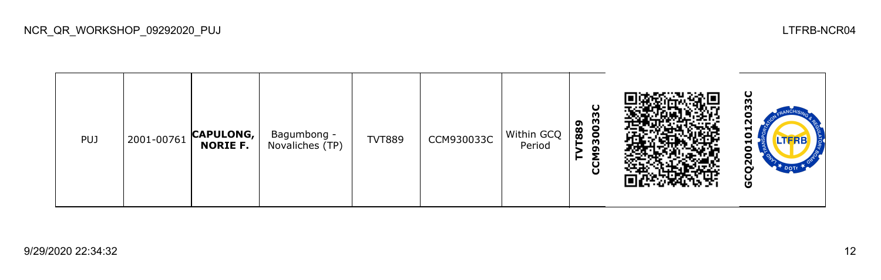| PUJ | 2001-00761 | **CAPULONG, NORIE F.** | Bagumbong - Novaliches (TP) | TVT889 | CCM930033C | Within GCQ Period | **TVT889 CCM930033C** | | **GCQ2001012033C** |
|---|---|---|---|---|---|---|---|---|---|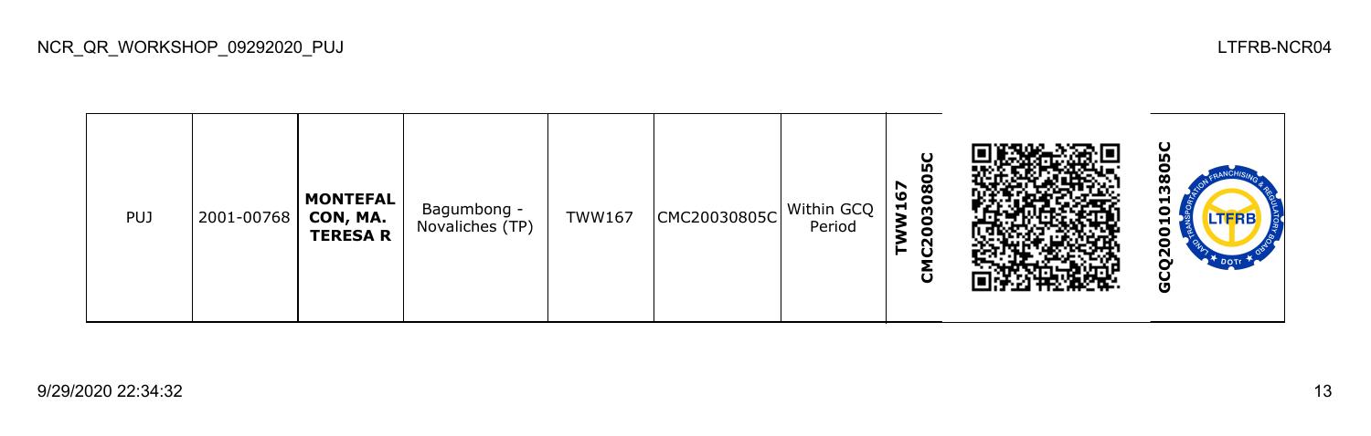| PUJ | 2001-00768 | **MONTEFALCON, MA. TERESA R** | Bagumbong - Novaliches (TP) | TWW167 | CMC20030805C | Within GCQ Period | **CMC20030805C TWW167** | | **GCQ2001013805C** |
|---|---|---|---|---|---|---|---|---|---|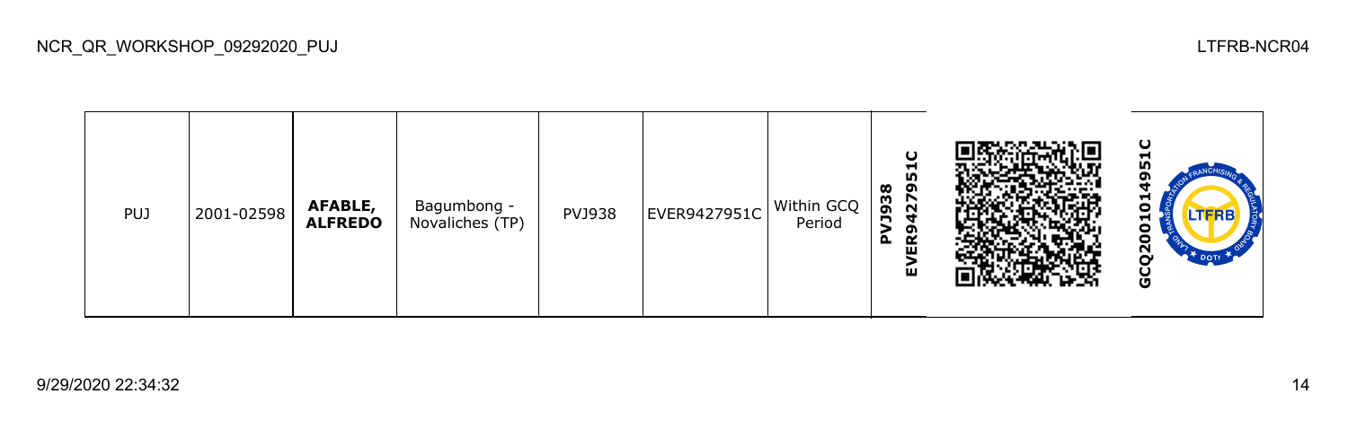| PUJ | 2001-02598 | **AFABLE, ALFREDO** | Bagumbong - Novaliches (TP) | PVJ938 | EVER9427951C | Within GCQ Period | **PVJ938 EVER9427951C** | | **GCQ2001014951C** |
|---|---|---|---|---|---|---|---|---|---|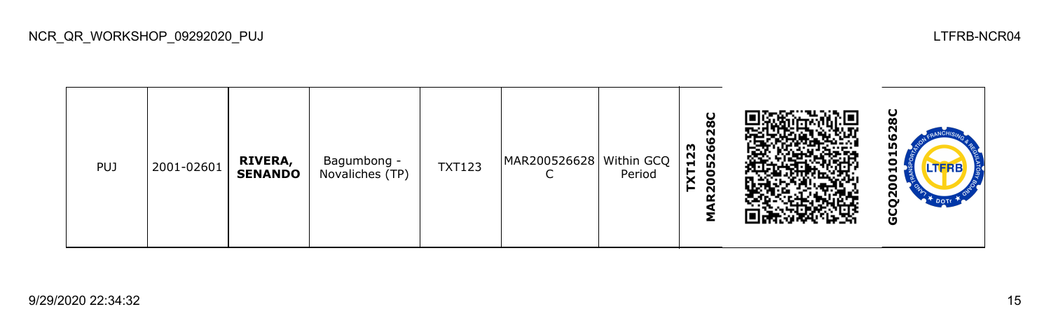| PUJ | 2001-02601 | **RIVERA, SENANDO** | Bagumbong - Novaliches (TP) | TXT123 | MAR200526628C | Within GCQ Period | **MAR200526628C TXT123** | | **GCQ2001015628C** |
|---|---|---|---|---|---|---|---|---|---|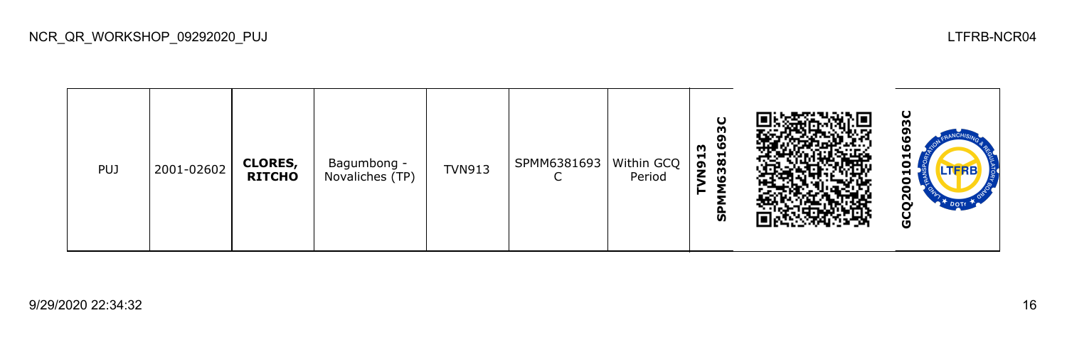| PUJ | 2001-02602 | **CLORES, RITCHO** | Bagumbong - Novaliches (TP) | TVN913 | SPMM6381693C | Within GCQ Period | **TVN913 SPMM6381693C** | | **GCQ2001016693C** |
|---|---|---|---|---|---|---|---|---|---|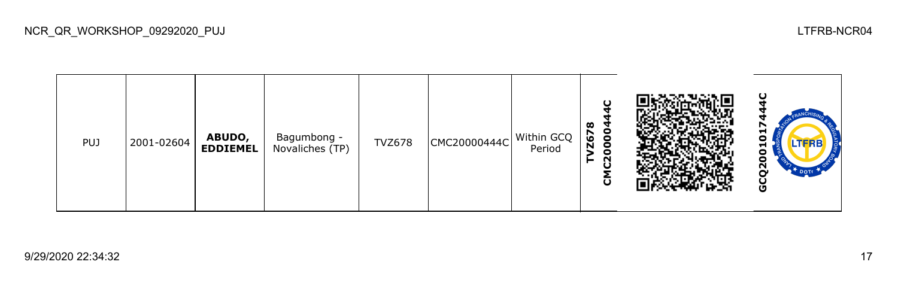NCR_QR_WORKSHOP_09292020_PUJ

LTFRB-NCR04

| PUJ | 2001-02604 | **ABUDO, EDDIEMEL** | Bagumbong - Novaliches (TP) | TVZ678 | CMC20000444C | Within GCQ Period | **TVZ678 CMC20000444C** | | **GCQ20010174444C** |
|---|---|---|---|---|---|---|---|---|---|

9/29/2020 22:34:32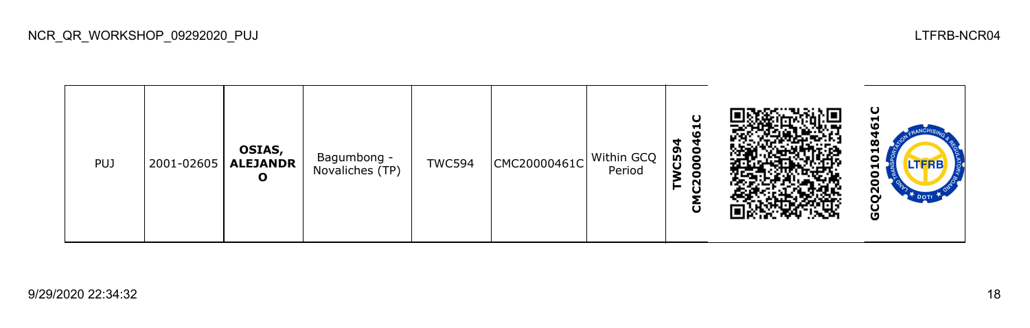| PUJ | 2001-02605 | **OSIAS, ALEJANDRO** | Bagumbong - Novaliches (TP) | TWC594 | CMC20000461C | Within GCQ Period | **TWC594 CMC20000461C** | | **GCQ2001018461C** |
|---|---|---|---|---|---|---|---|---|---|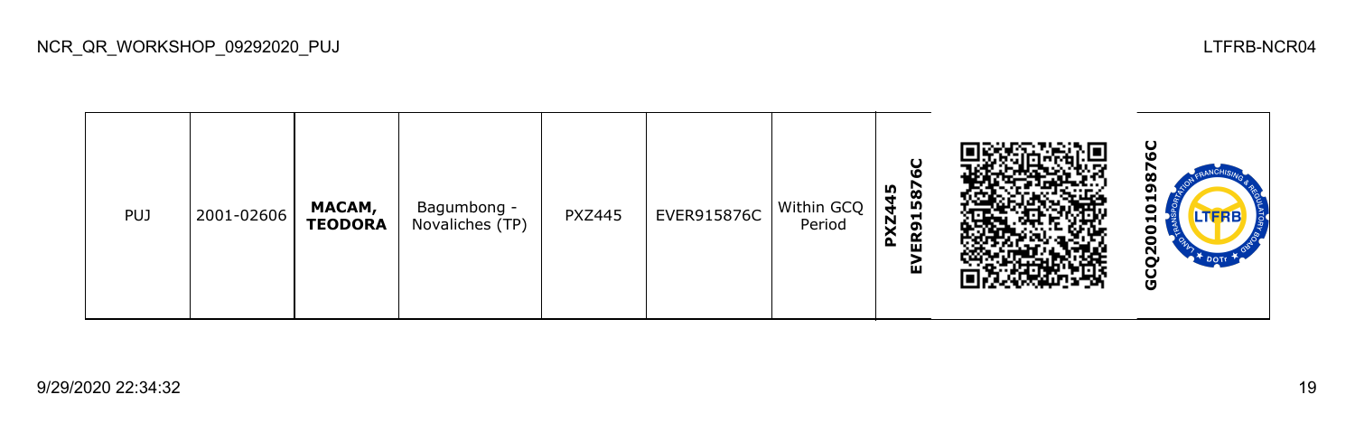| PUJ | 2001-02606 | **MACAM, TEODORA** | Bagumbong - Novaliches (TP) | PXZ445 | EVER915876C | Within GCQ Period | **PXZ445 EVER915876C** | | **GCQ2001019876C** |
|---|---|---|---|---|---|---|---|---|---|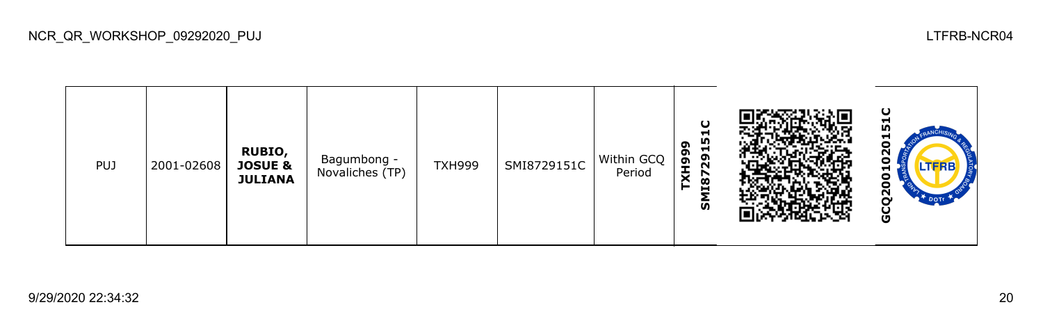| PUJ | 2001-02608 | **RUBIO, JOSUE & JULIANA** | Bagumbong - Novaliches (TP) | TXH999 | SMI8729151C | Within GCQ Period | **TXH999 SMI8729151C** | | **GCQ2001020151C** |
|---|---|---|---|---|---|---|---|---|---|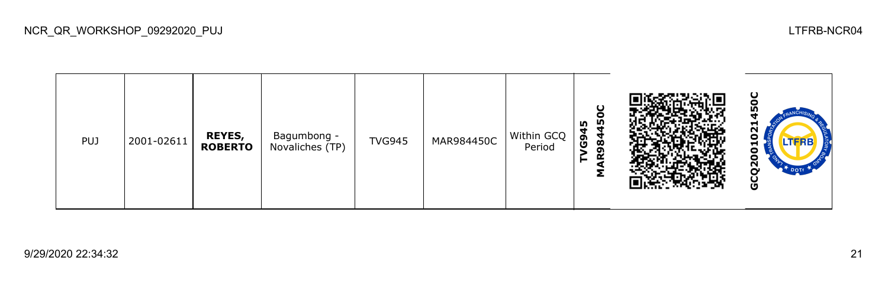NCR_QR_WORKSHOP_09292020_PUJ

LTFRB-NCR04

| PUJ | 2001-02611 | **REYES, ROBERTO** | Bagumbong - Novaliches (TP) | TVG945 | MAR984450C | Within GCQ Period | **TVG945 MAR984450C** | | **GCQ2001021450C** |
|---|---|---|---|---|---|---|---|---|---|

9/29/2020 22:34:32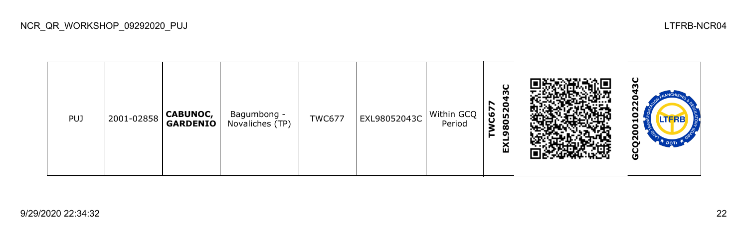| | | | | | | | | | | |
|---|---|---|---|---|---|---|---|---|---|---|
| PUJ | 2001-02858 | **CABUNOC, GARDENIO** | Bagumbong - Novaliches (TP) | TWC677 | EXL98052043C | Within GCQ Period | **TWC677 EXL98052043C** | | **GCQ2001022043C** | |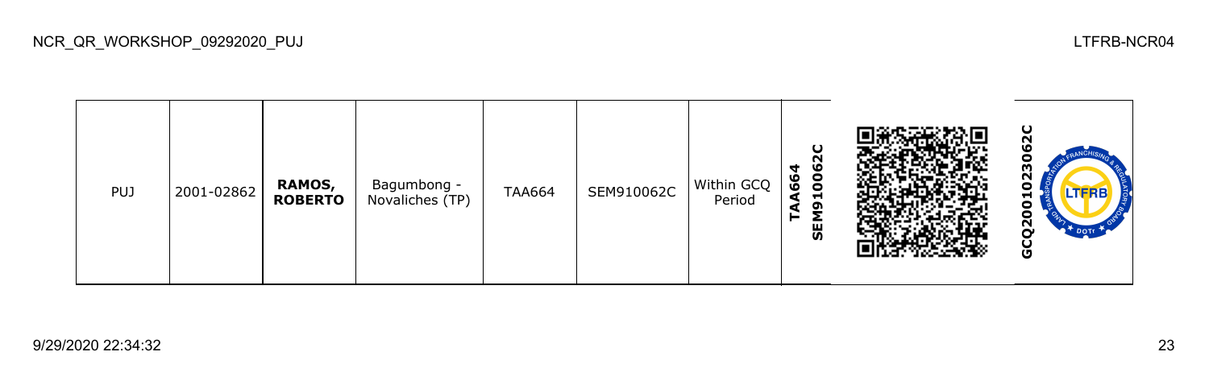| PUJ | 2001-02862 | **RAMOS, ROBERTO** | Bagumbong - Novaliches (TP) | TAA664 | SEM910062C | Within GCQ Period | **TAA664 SEM910062C** | | **GCQ2001023062C** |
|---|---|---|---|---|---|---|---|---|---|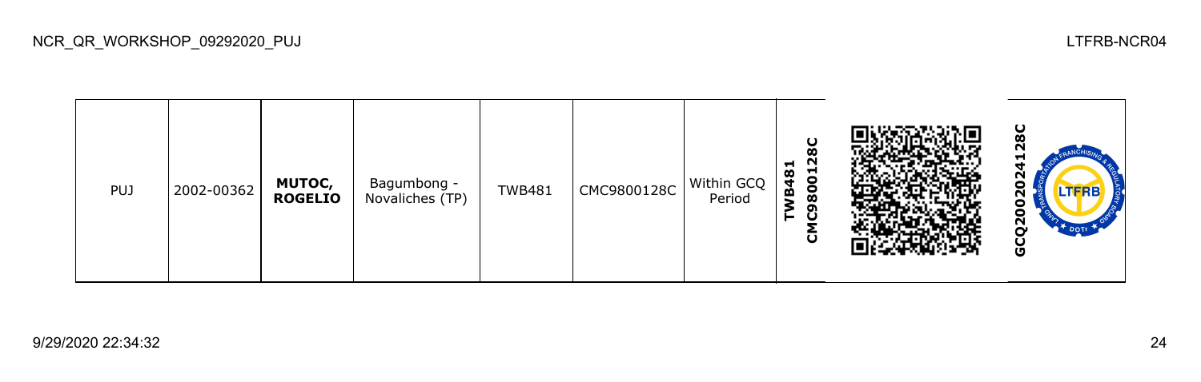| PUJ | 2002-00362 | **MUTOC, ROGELIO** | Bagumbong - Novaliches (TP) | TWB481 | CMC9800128C | Within GCQ Period | **TWB481 CMC9800128C** | | **GCQ20020241128C** |
|---|---|---|---|---|---|---|---|---|---|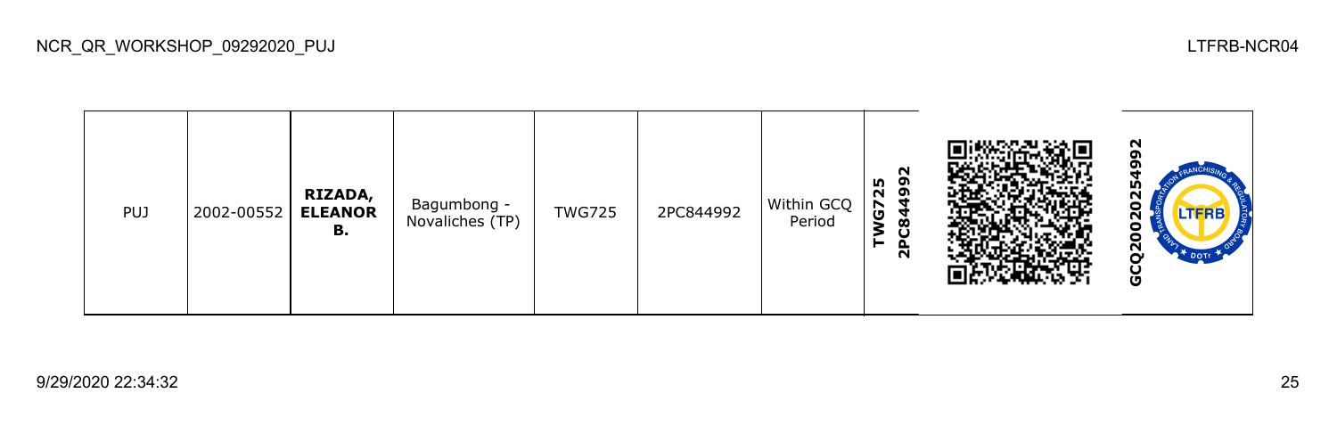| PUJ | 2002-00552 | **RIZADA, ELEANOR B.** | Bagumbong - Novaliches (TP) | TWG725 | 2PC844992 | Within GCQ Period | **TWG725 2PC844992** | | **GCQ2020254992** |
|---|---|---|---|---|---|---|---|---|---|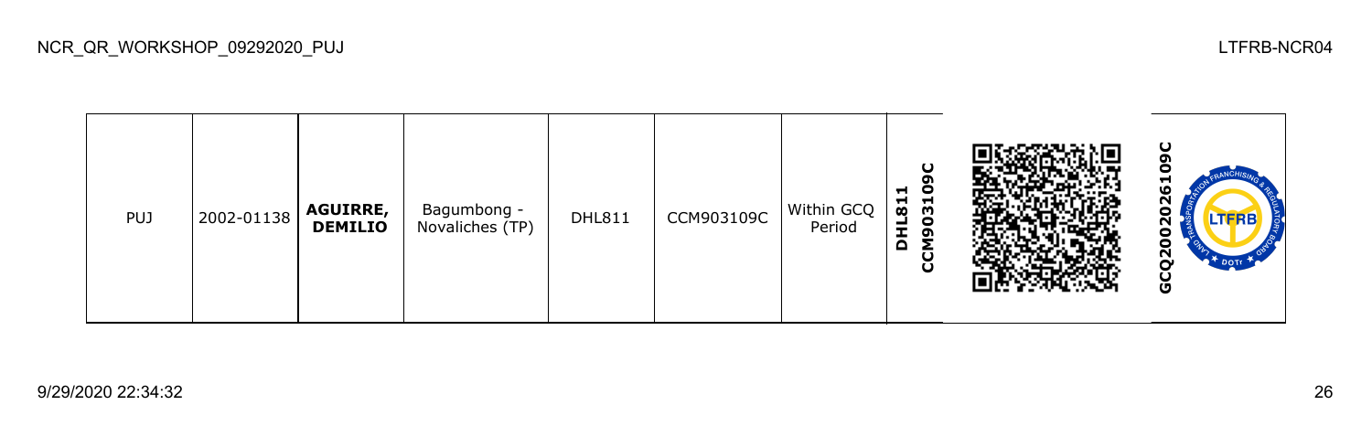| PUJ | 2002-01138 | **AGUIRRE, DEMILIO** | Bagumbong - Novaliches (TP) | DHL811 | CCM903109C | Within GCQ Period | **DHL811 CCM903109C** | | **GCQ2002026109C** |
|---|---|---|---|---|---|---|---|---|---|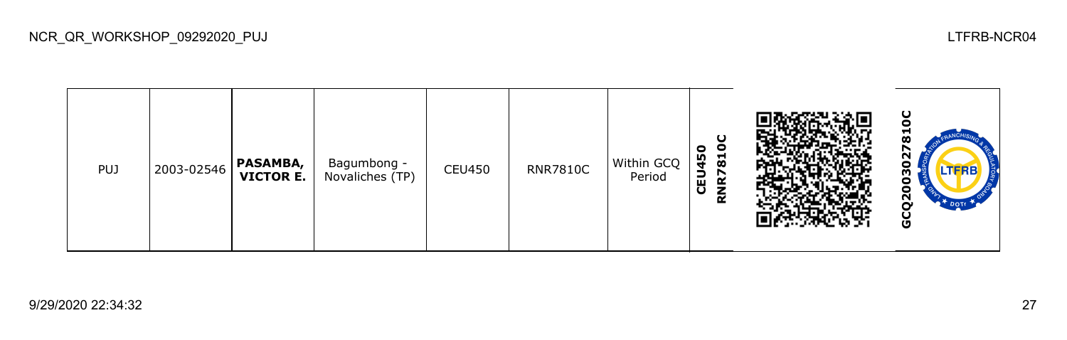| PUJ | 2003-02546 | **PASAMBA, VICTOR E.** | Bagumbong - Novaliches (TP) | CEU450 | RNR7810C | Within GCQ Period | **CEU450 RNR7810C** | | **GCQ200302781 0C** |
|---|---|---|---|---|---|---|---|---|---|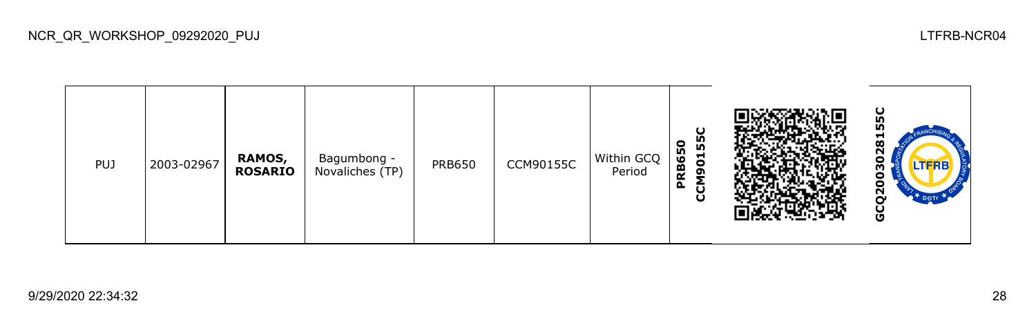| PUJ | 2003-02967 | **RAMOS, ROSARIO** | Bagumbong - Novaliches (TP) | PRB650 | CCM90155C | Within GCQ Period | **PRB650 CCM90155C** | | **GCQ2003028155C** |
|---|---|---|---|---|---|---|---|---|---|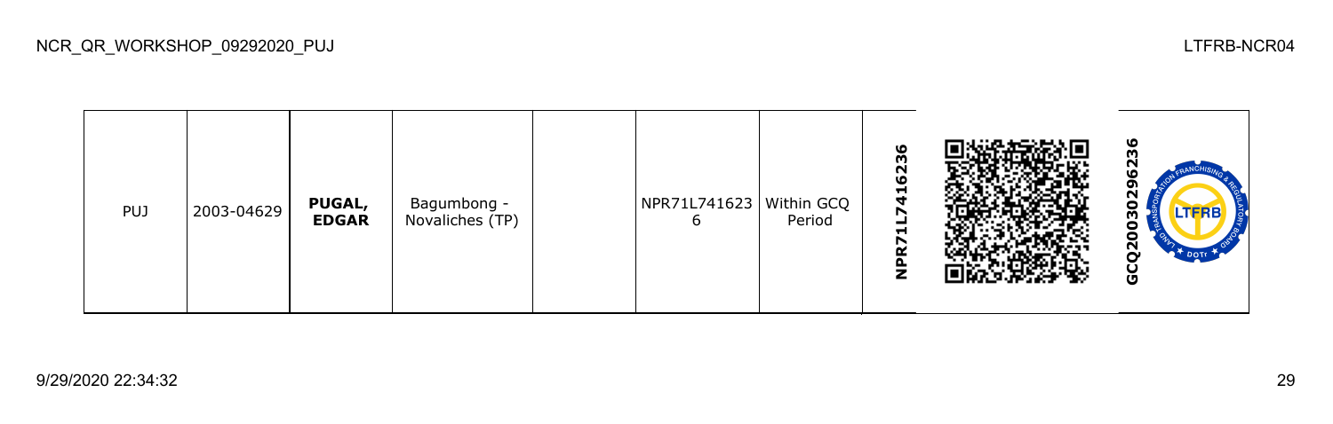| PUJ | 2003-04629 | **PUGAL, EDGAR** | Bagumbong - Novaliches (TP) | | NPR71L7416236 | Within GCQ Period | **NPR71L7416236** | | **GCQ20030296236** |
|---|---|---|---|---|---|---|---|---|---|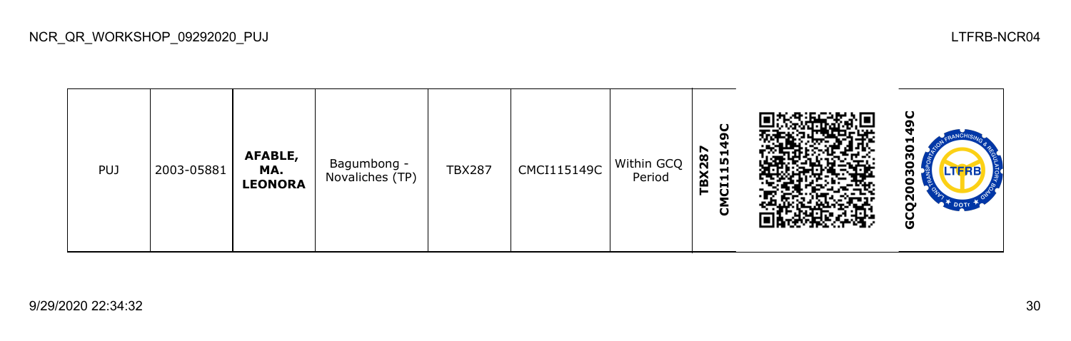| PUJ | 2003-05881 | **AFABLE, MA. LEONORA** | Bagumbong - Novaliches (TP) | TBX287 | CMCI115149C | Within GCQ Period | **TBX287 CMCI115149C** | | **GCQ2003030149C** |
|---|---|---|---|---|---|---|---|---|---|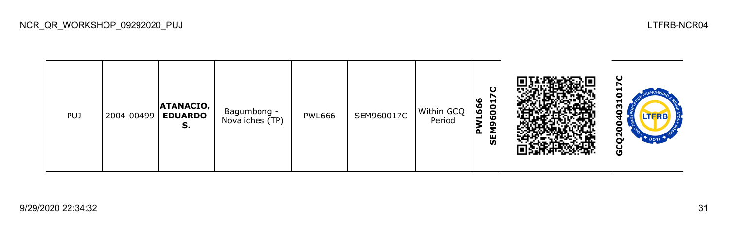| PUJ | 2004-00499 | **ATANACIO, EDUARDO S.** | Bagumbong - Novaliches (TP) | PWL666 | SEM960017C | Within GCQ Period | **PWL666 SEM960017C** | | **GCQ2004031017C** |
|---|---|---|---|---|---|---|---|---|---|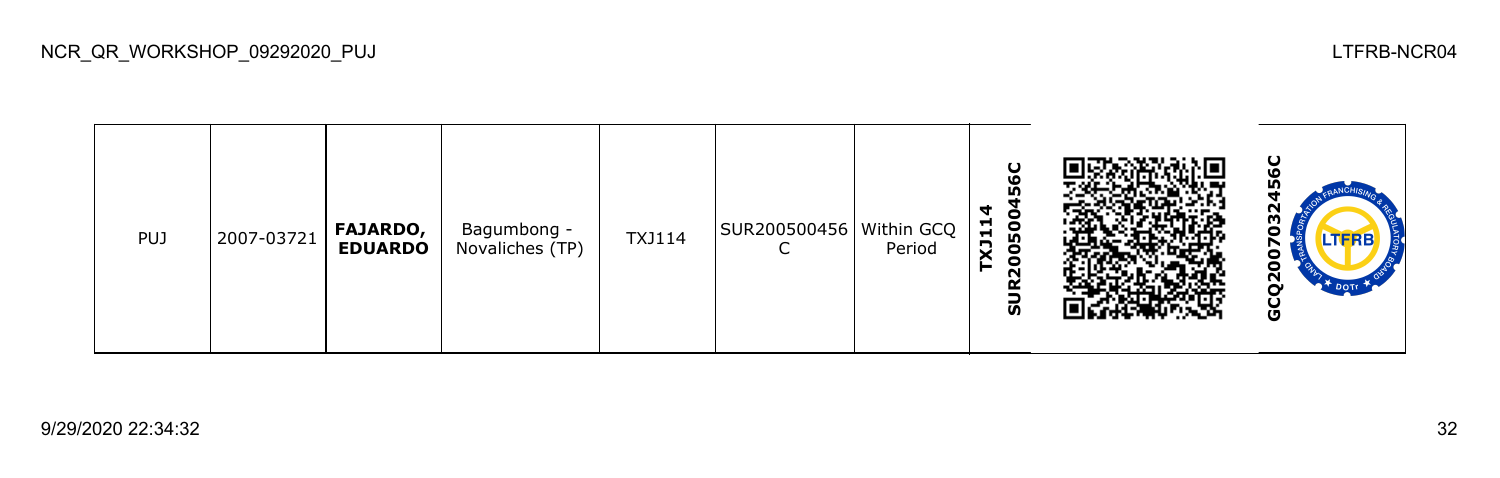| PUJ | 2007-03721 | **FAJARDO, EDUARDO** | Bagumbong - Novaliches (TP) | TXJ114 | SUR200500456C | Within GCQ Period | **TXJ114 SUR200500456C** | | **GCQ2007032456C** |
|---|---|---|---|---|---|---|---|---|---|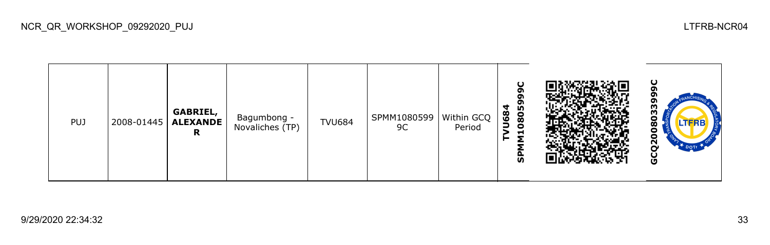| PUJ | 2008-01445 | **GABRIEL, ALEXANDER** | Bagumbong - Novaliches (TP) | TVU684 | SPMM10805999C | Within GCQ Period | **TVU684 SPMM10805999C** | | **GCQ2008033999C** |
|---|---|---|---|---|---|---|---|---|---|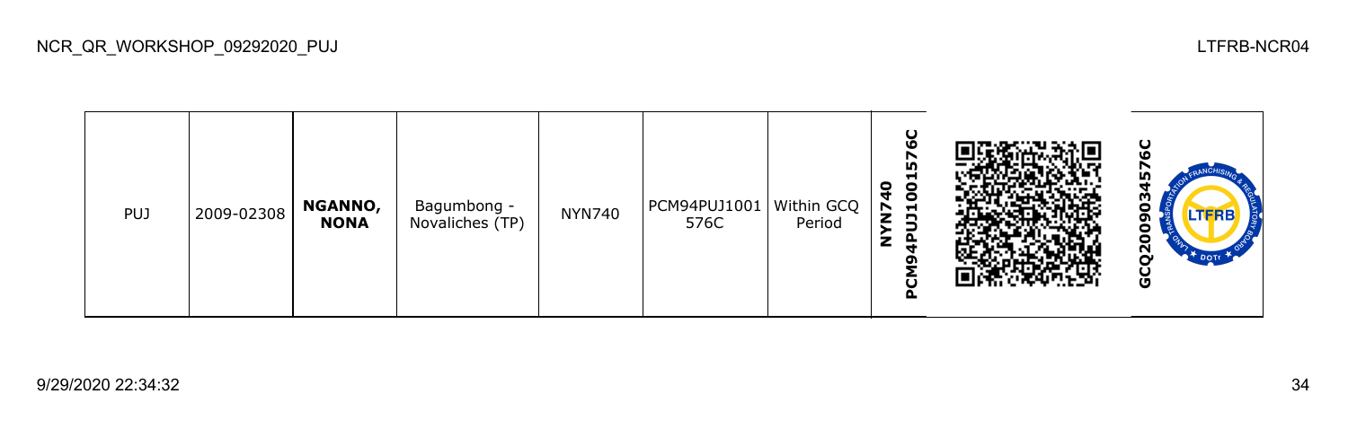| PUJ | 2009-02308 | **NGANNO, NONA** | Bagumbong - Novaliches (TP) | NYN740 | PCM94PUJ1001576C | Within GCQ Period | **PCM94PUJ1001576C NYN740** | | **GCQ2009034576C** |
|---|---|---|---|---|---|---|---|---|---|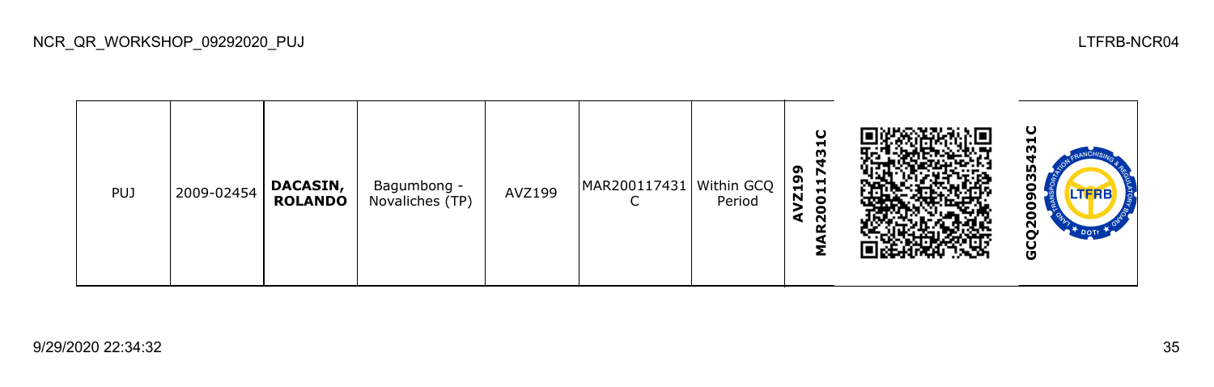| PUJ | 2009-02454 | **DACASIN, ROLANDO** | Bagumbong - Novaliches (TP) | AVZ199 | MAR200117431C | Within GCQ Period | **AVZ199 MAR200117431C** | | **GCQ200903543 1C** |
|---|---|---|---|---|---|---|---|---|---|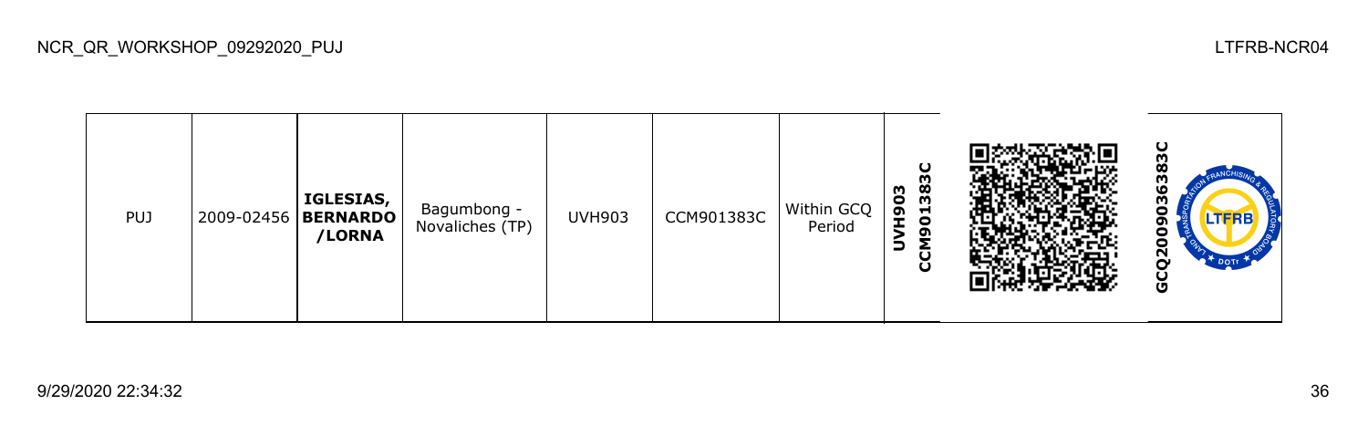NCR_QR_WORKSHOP_09292020_PUJ

LTFRB-NCR04

| PUJ | 2009-02456 | **IGLESIAS, BERNARDO /LORNA** | Bagumbong - Novaliches (TP) | UVH903 | CCM901383C | Within GCQ Period | **UVH903 CCM901383C** | | **GCQ2009036383C** |
|---|---|---|---|---|---|---|---|---|---|

9/29/2020 22:34:32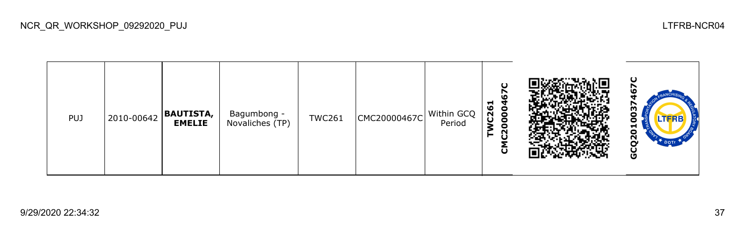| PUJ | 2010-00642 | **BAUTISTA, EMELIE** | Bagumbong - Novaliches (TP) | TWC261 | CMC20000467C | Within GCQ Period | **TWC261 CMC20000467C** | | **GCQ201003746 7C** |
|---|---|---|---|---|---|---|---|---|---|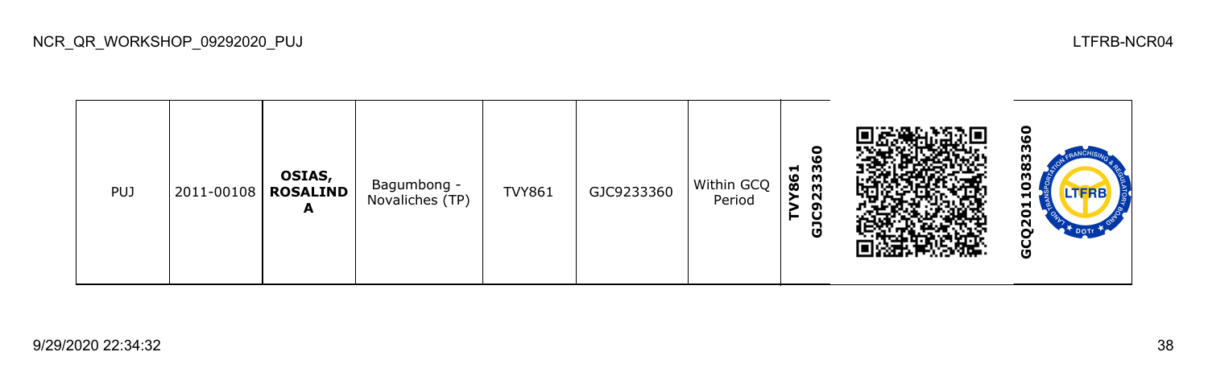| PUJ | 2011-00108 | **OSIAS, ROSALINDA** | Bagumbong - Novaliches (TP) | TVY861 | GJC9233360 | Within GCQ Period | **TVY861 GJC9233360** | | **GCQ20110383360** |
|---|---|---|---|---|---|---|---|---|---|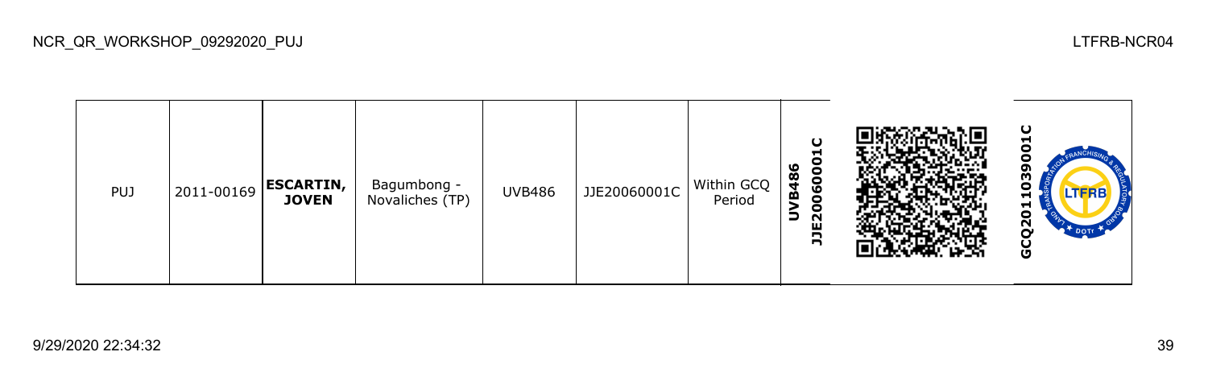| PUJ | 2011-00169 | **ESCARTIN, JOVEN** | Bagumbong - Novaliches (TP) | UVB486 | JJE20060001C | Within GCQ Period | **UVB486 JJE20060001C** | | **GCQ2011039001C** |
|---|---|---|---|---|---|---|---|---|---|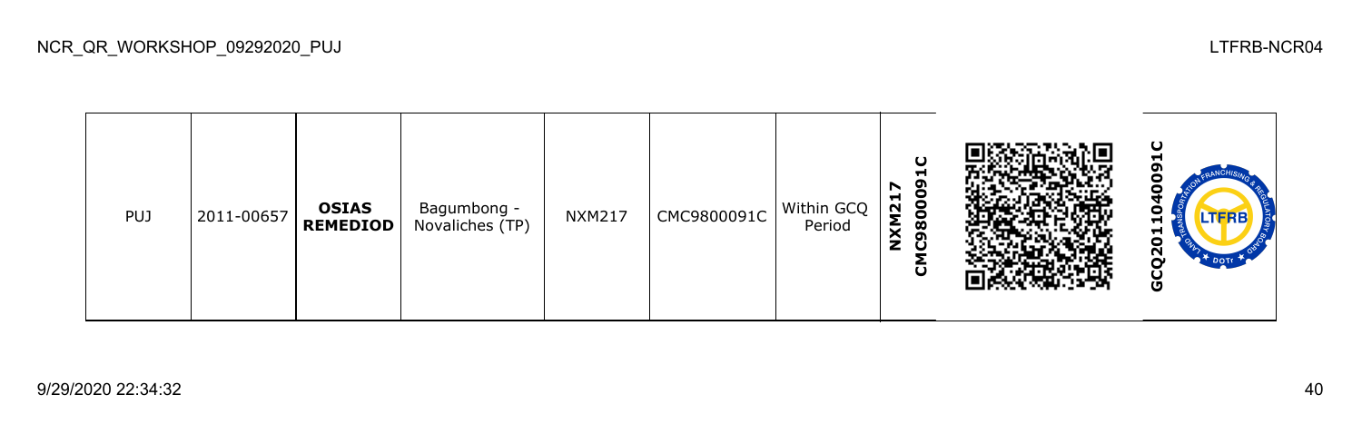| PUJ | 2011-00657 | **OSIAS REMEDIOD** | Bagumbong - Novaliches (TP) | NXM217 | CMC9800091C | Within GCQ Period | **NXM217 CMC9800091C** | | **GCQ2011040091C** |
|---|---|---|---|---|---|---|---|---|---|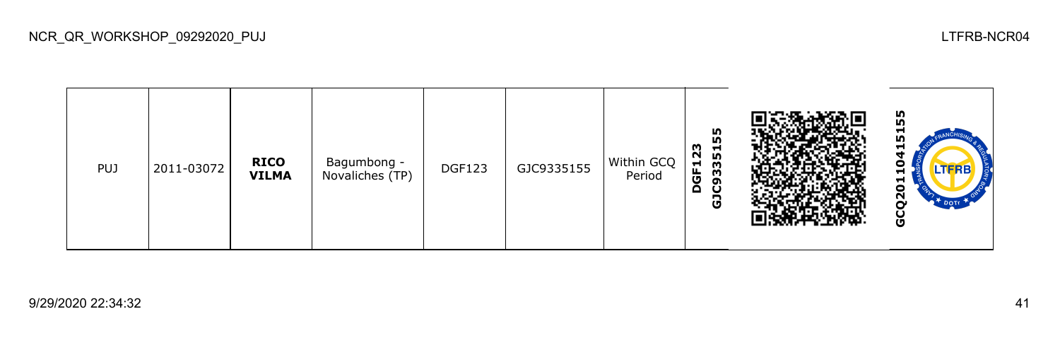| PUJ | 2011-03072 | **RICO VILMA** | Bagumbong - Novaliches (TP) | DGF123 | GJC9335155 | Within GCQ Period | **DGF123 GJC9335155** | | **GCQ20110415155** |
|---|---|---|---|---|---|---|---|---|---|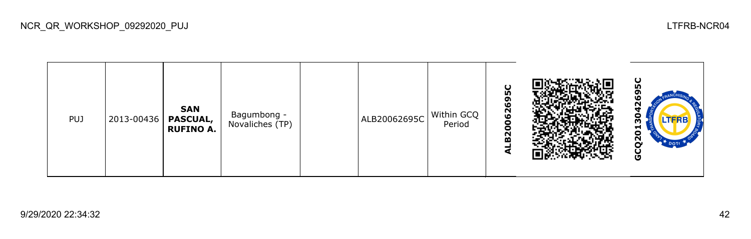| PUJ | 2013-00436 | **SAN PASCUAL, RUFINO A.** | Bagumbong - Novaliches (TP) | | ALB20062695C | Within GCQ Period | **ALB20062695C** | | **GCQ2013042695C** |
|---|---|---|---|---|---|---|---|---|---|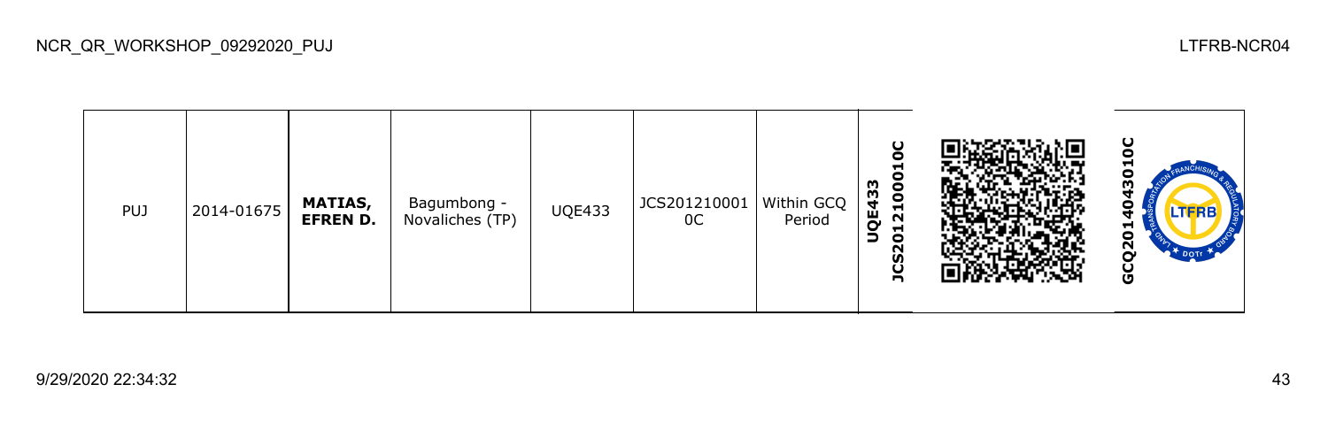| PUJ | 2014-01675 | **MATIAS, EFREN D.** | Bagumbong - Novaliches (TP) | UQE433 | JCS201210001 0C | Within GCQ Period | **JCS201210001 0C UQE433** | | **GCQ2014043010C** |
|---|---|---|---|---|---|---|---|---|---|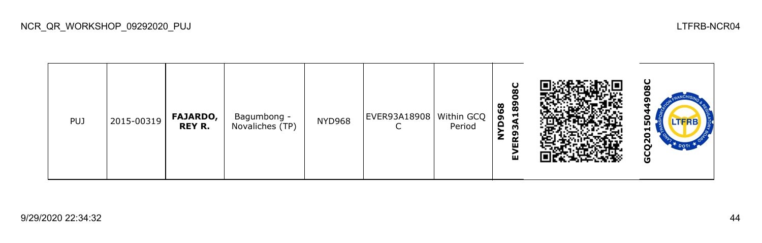| PUJ | 2015-00319 | **FAJARDO, REY R.** | Bagumbong - Novaliches (TP) | NYD968 | EVER93A18908C | Within GCQ Period | **NYD968 EVER93A18908C** | | **GCQ2015044908C** |
|---|---|---|---|---|---|---|---|---|---|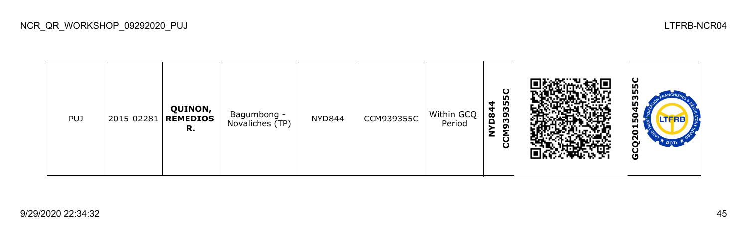| PUJ | 2015-02281 | **QUINON, REMEDIOS R.** | Bagumbong - Novaliches (TP) | NYD844 | CCM939355C | Within GCQ Period | **NYD844 CCM939355C** | | **GCQ2015045355C** |
|---|---|---|---|---|---|---|---|---|---|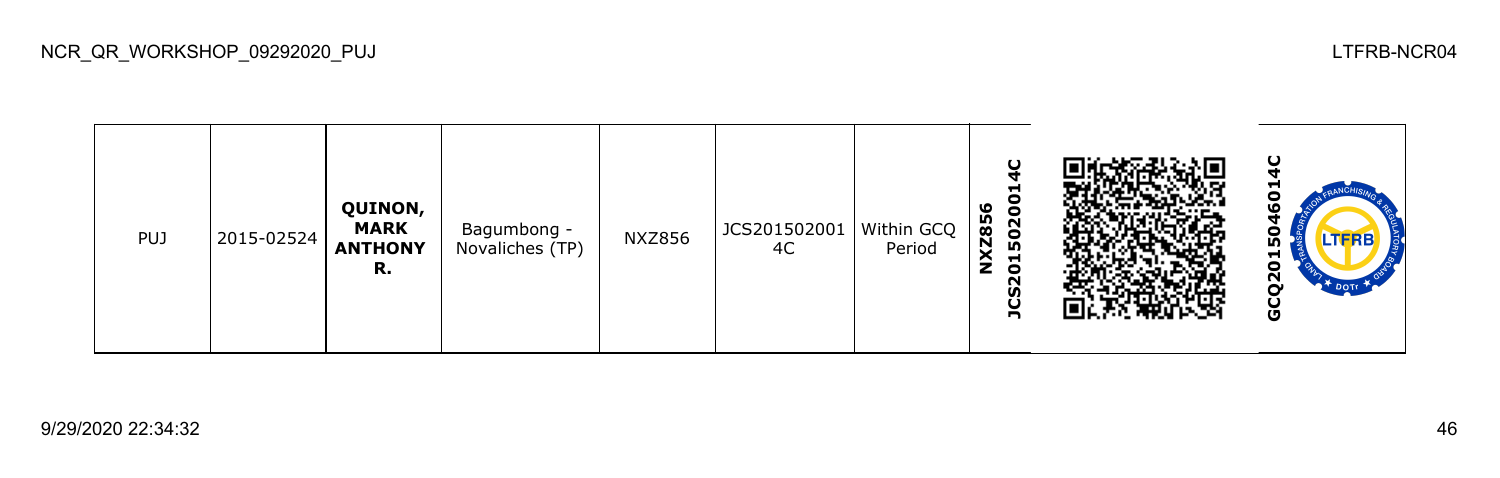NCR_QR_WORKSHOP_09292020_PUJ

LTFRB-NCR04

| PUJ | 2015-02524 | **QUINON, MARK ANTHONY R.** | Bagumbong - Novaliches (TP) | NXZ856 | JCS2015020014C | Within GCQ Period | **NXZ856 JCS2015020014C** | | **GCQ2015046014C** |
|---|---|---|---|---|---|---|---|---|---|

9/29/2020 22:34:32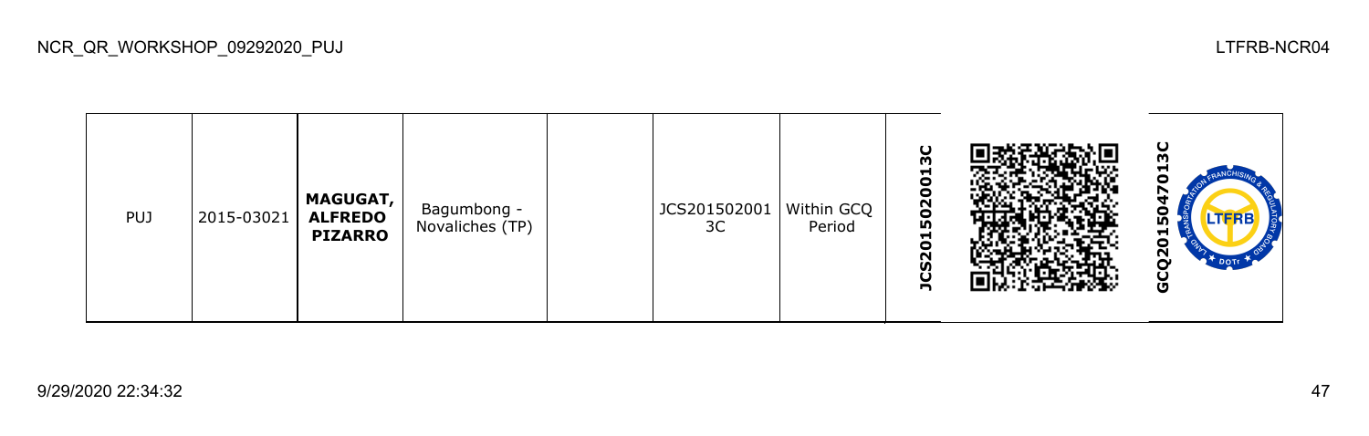| PUJ | 2015-03021 | **MAGUGAT, ALFREDO PIZARRO** | Bagumbong - Novaliches (TP) | | JCS2015020013C | Within GCQ Period | **JCS2015020013C** | | **GCQ2015047013C** |
|---|---|---|---|---|---|---|---|---|---|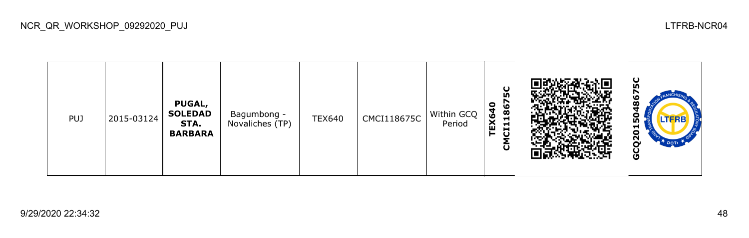| PUJ | 2015-03124 | **PUGAL, SOLEDAD STA. BARBARA** | Bagumbong - Novaliches (TP) | TEX640 | CMCI118675C | Within GCQ Period | **TEX640 CMCI118675C** | | **GCQ2015048675C** |
|---|---|---|---|---|---|---|---|---|---|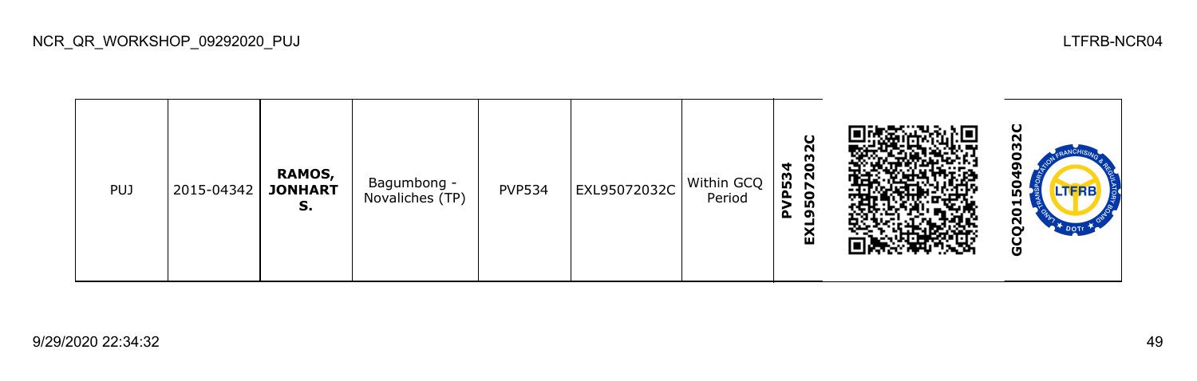| PUJ | 2015-04342 | **RAMOS, JONHART S.** | Bagumbong - Novaliches (TP) | PVP534 | EXL95072032C | Within GCQ Period | **PVP534 EXL95072032C** | | **GCQ201504903​2C** |
| --- | --- | --- | --- | --- | --- | --- | --- | --- | --- |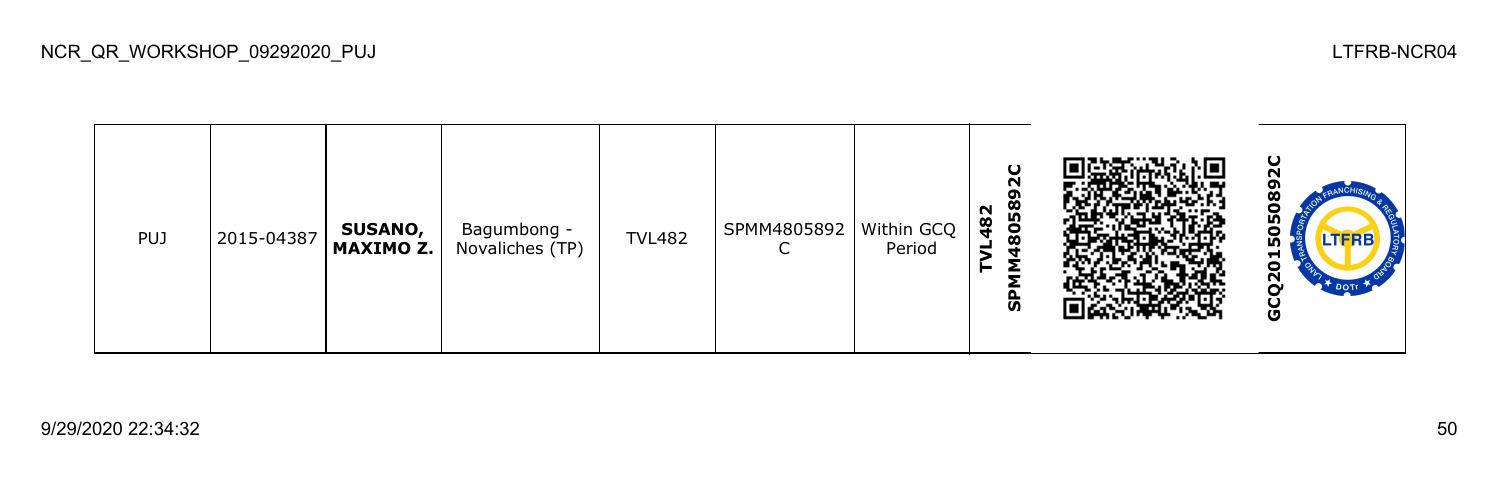NCR_QR_WORKSHOP_09292020_PUJ

LTFRB-NCR04

| | | | | | | | | | |
|---|---|---|---|---|---|---|---|---|---|
| PUJ | 2015-04387 | **SUSANO, MAXIMO Z.** | Bagumbong - Novaliches (TP) | TVL482 | SPMM4805892 C | Within GCQ Period | **TVL482 SPMM4805892C** | | **GCQ2015050892C** |

9/29/2020 22:34:32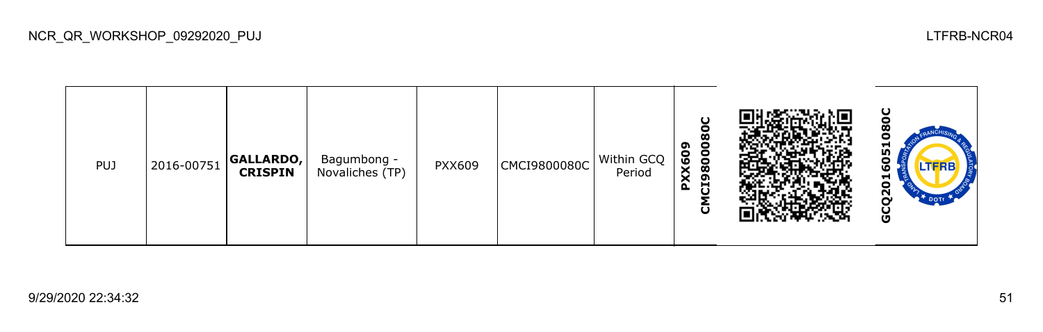| PUJ | 2016-00751 | **GALLARDO, CRISPIN** | Bagumbong - Novaliches (TP) | PXX609 | CMCI9800080C | Within GCQ Period | **PXX609 CMCI9800080C** | | **GCQ2016051080C** |
|---|---|---|---|---|---|---|---|---|---|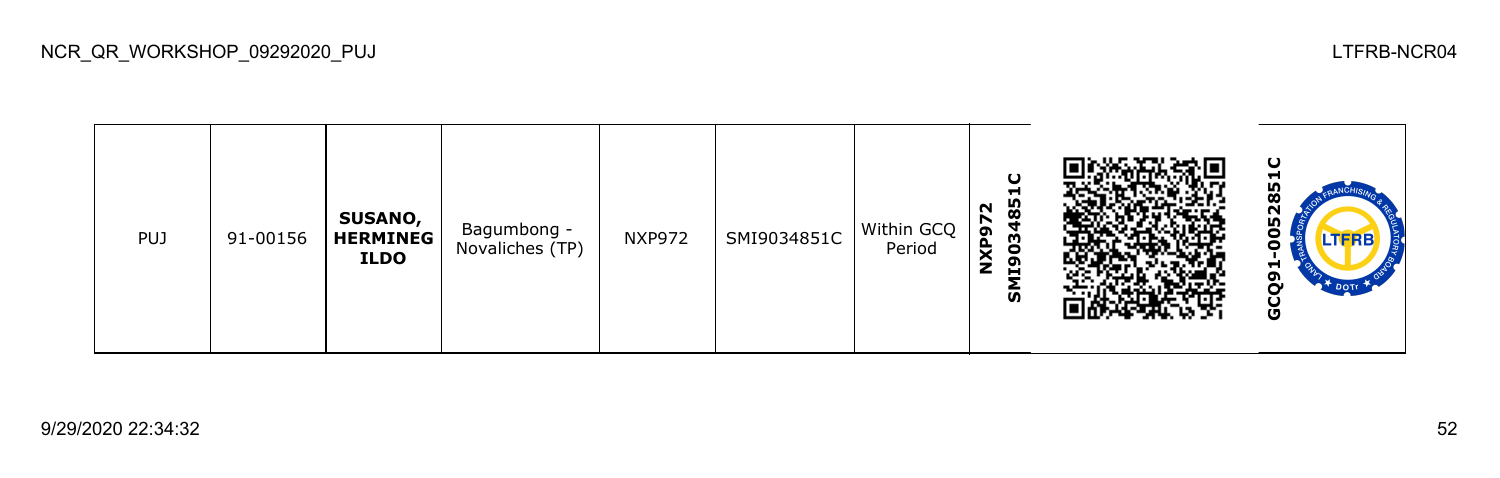| PUJ | 91-00156 | **SUSANO, HERMINEGILDO** | Bagumbong - Novaliches (TP) | NXP972 | SMI9034851C | Within GCQ Period | **NXP972 SMI9034851C** | | **GCQ91-0052851C** |
|---|---|---|---|---|---|---|---|---|---|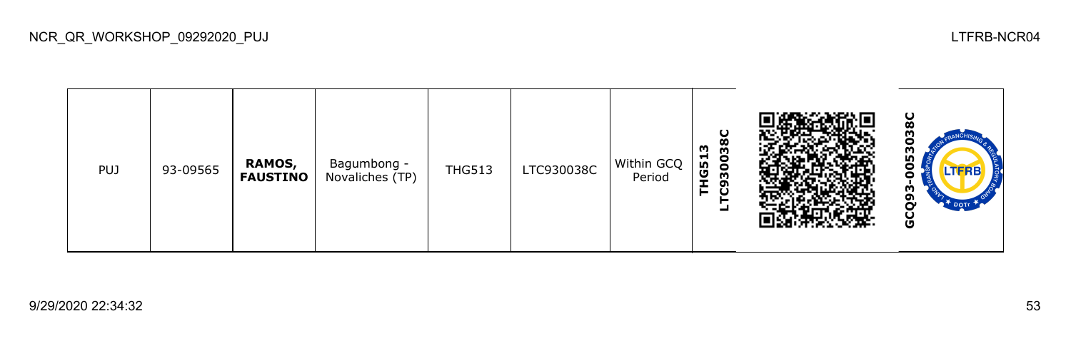| PUJ | 93-09565 | **RAMOS, FAUSTINO** | Bagumbong - Novaliches (TP) | THG513 | LTC930038C | Within GCQ Period | **THG513 LTC930038C** | | **GCQ93-0053038C** |
|---|---|---|---|---|---|---|---|---|---|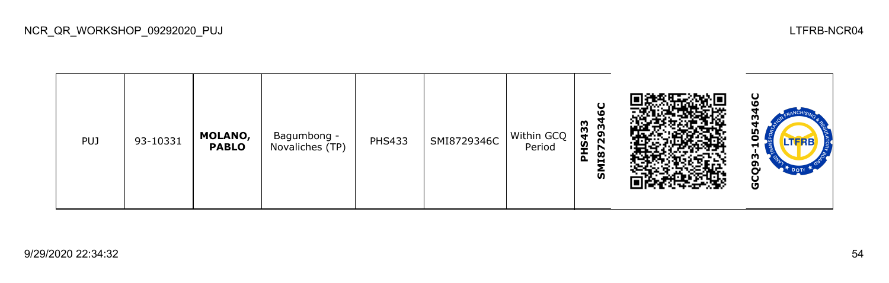| PUJ | 93-10331 | **MOLANO, PABLO** | Bagumbong - Novaliches (TP) | PHS433 | SMI8729346C | Within GCQ Period | **PHS433 SMI8729346C** | | **GCQ93-1054346C** |
|---|---|---|---|---|---|---|---|---|---|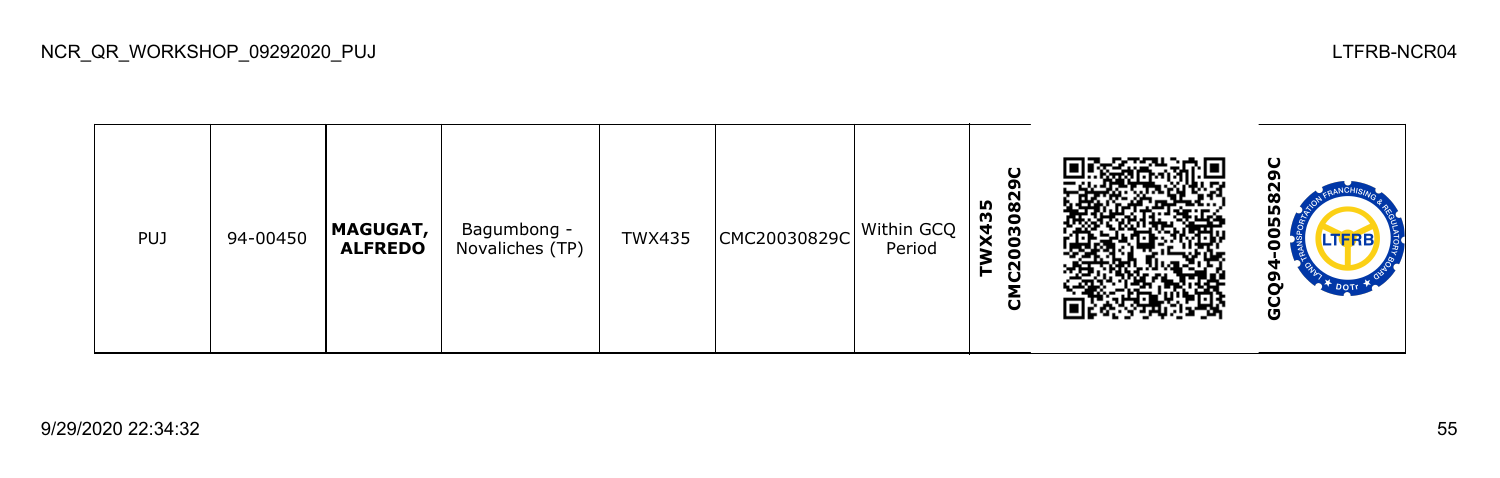| PUJ | 94-00450 | **MAGUGAT, ALFREDO** | Bagumbong - Novaliches (TP) | TWX435 | CMC20030829C | Within GCQ Period | **CMC20030829C TWX435** | | **GCQ94-0055829C** |
|---|---|---|---|---|---|---|---|---|---|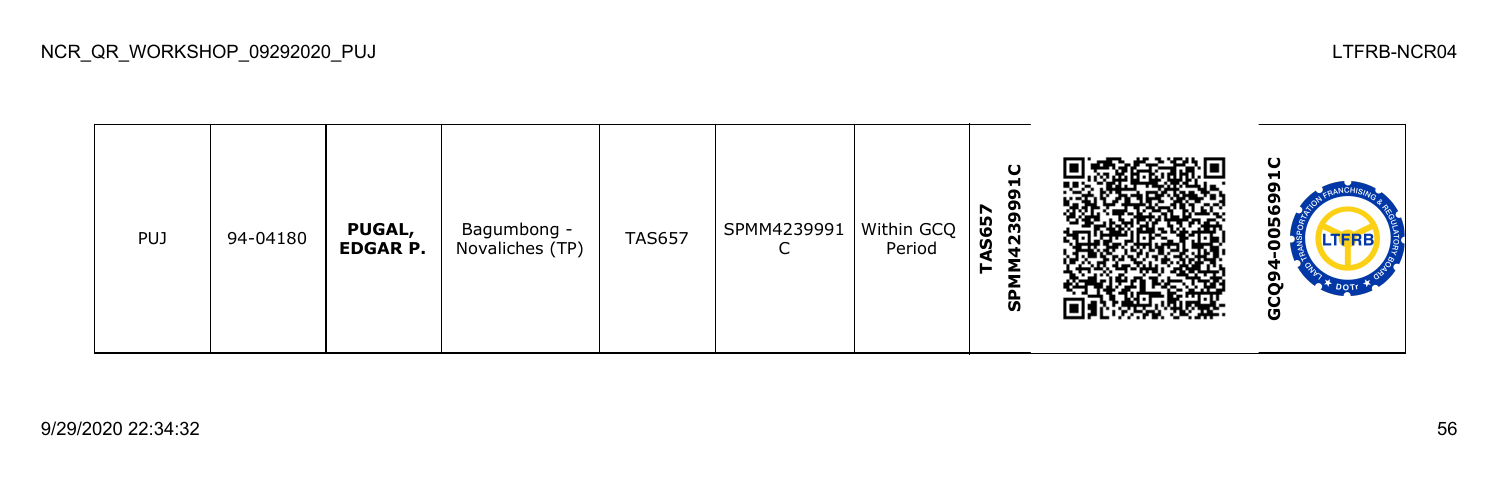| PUJ | 94-04180 | **PUGAL, EDGAR P.** | Bagumbong - Novaliches (TP) | TAS657 | SPMM4239991C | Within GCQ Period | **TAS657 SPMM4239991C** | | **GCQ94-0056991C** |
|---|---|---|---|---|---|---|---|---|---|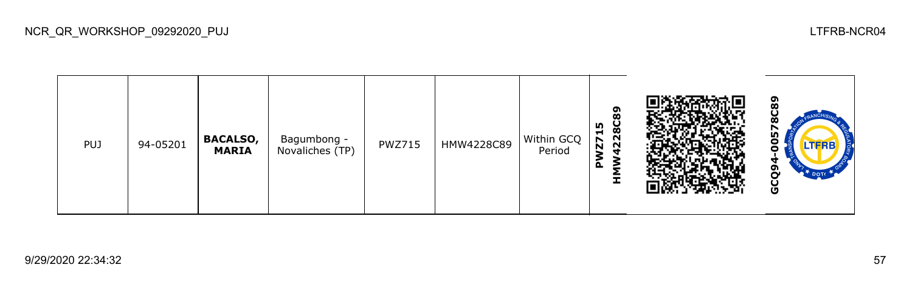NCR_QR_WORKSHOP_09292020_PUJ

LTFRB-NCR04

| PUJ | 94-05201 | **BACALSO, MARIA** | Bagumbong - Novaliches (TP) | PWZ715 | HMW4228C89 | Within GCQ Period | **PWZ715 HMW4228C89** | | **GCQ94-00578C89** |
|---|---|---|---|---|---|---|---|---|---|

9/29/2020 22:34:32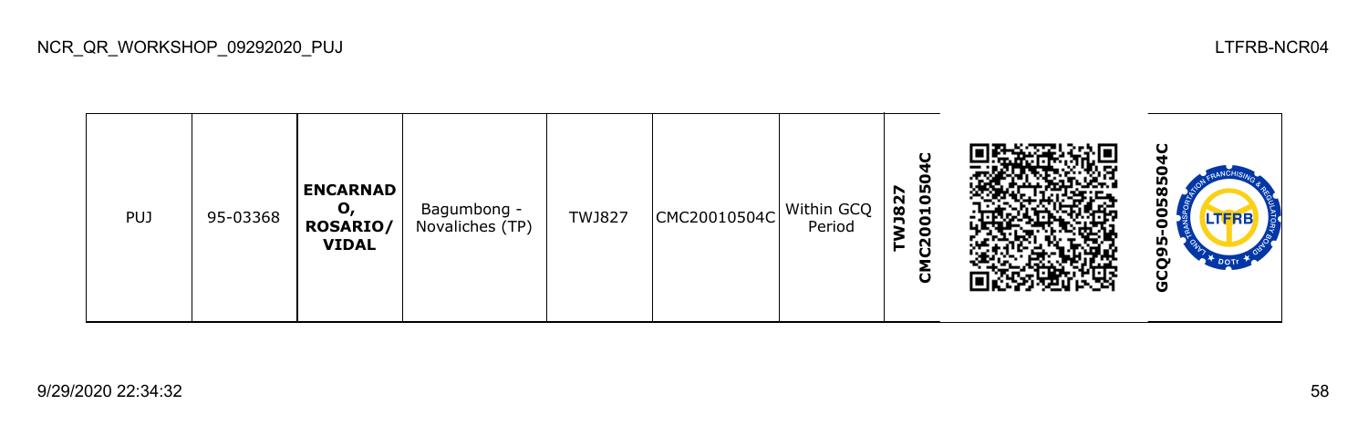| PUJ | 95-03368 | **ENCARNADO, ROSARIO/ VIDAL** | Bagumbong - Novaliches (TP) | TWJ827 | CMC20010504C | Within GCQ Period | **TWJ827 CMC20010504C** | | **GCQ95-0058504C** |
|---|---|---|---|---|---|---|---|---|---|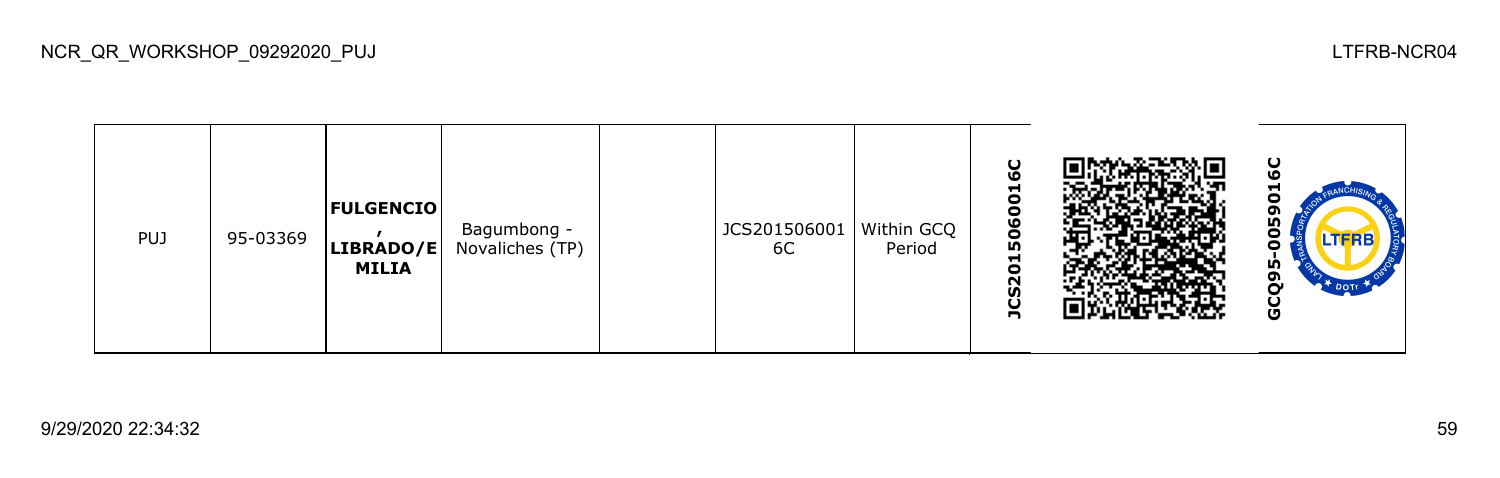| PUJ | 95-03369 | **FULGENCIO, LIBRADO/EMILIA** | Bagumbong - Novaliches (TP) | | JCS2015060016C | Within GCQ Period | **JCS2015060016C** | | **GCQ95-0059016C** |
|---|---|---|---|---|---|---|---|---|---|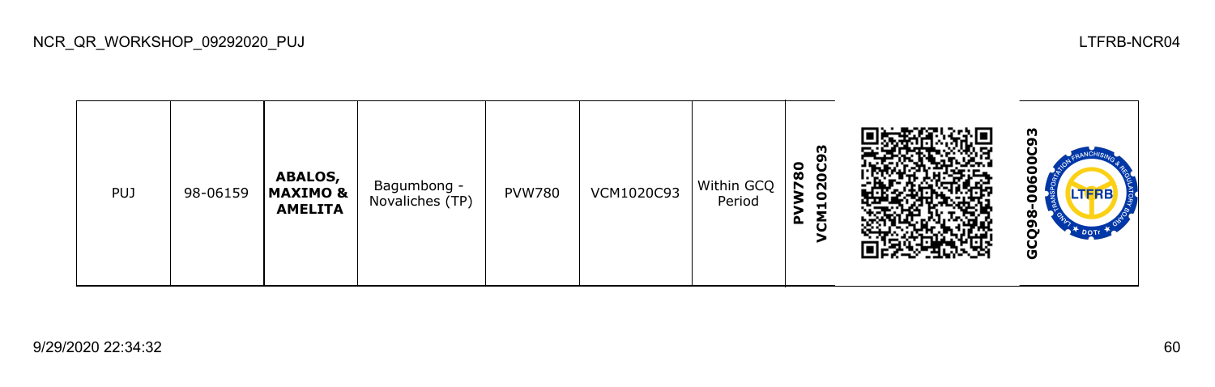| PUJ | 98-06159 | **ABALOS, MAXIMO & AMELITA** | Bagumbong - Novaliches (TP) | PVW780 | VCM1020C93 | Within GCQ Period | **PVW780 VCM1020C93** | | **GCQ98-00600C93** |
|---|---|---|---|---|---|---|---|---|---|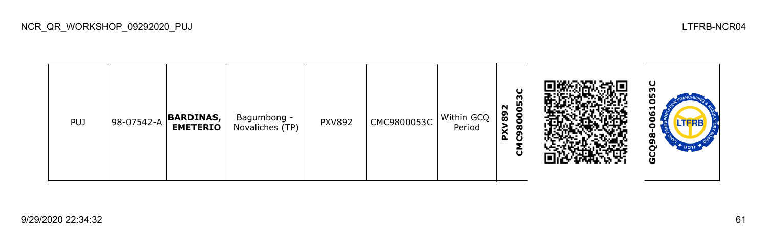| PUJ | 98-07542-A | **BARDINAS, EMETERIO** | Bagumbong - Novaliches (TP) | PXV892 | CMC9800053C | Within GCQ Period | **PXV892 CMC9800053C** | | **GCQ98-0061053C** |
|---|---|---|---|---|---|---|---|---|---|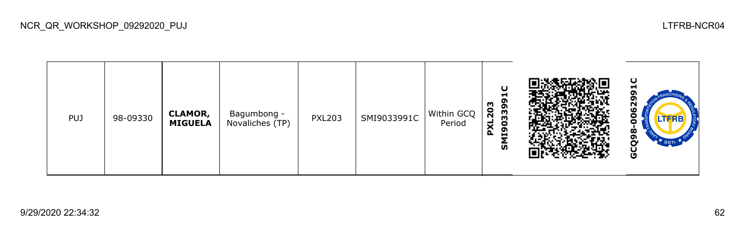| PUJ | 98-09330 | **CLAMOR, MIGUELA** | Bagumbong - Novaliches (TP) | PXL203 | SMI9033991C | Within GCQ Period | **PXL203 SMI9033991C** | | **GCQ98-0062991C** |
|---|---|---|---|---|---|---|---|---|---|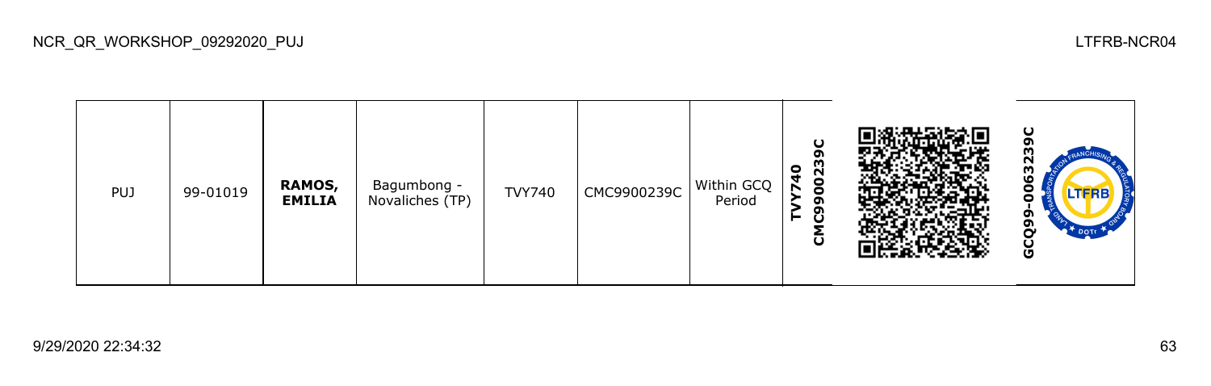| PUJ | 99-01019 | **RAMOS, EMILIA** | Bagumbong - Novaliches (TP) | TVY740 | CMC9900239C | Within GCQ Period | **TVY740 CMC9900239C** | | **GCQ99-0063239C** |
|---|---|---|---|---|---|---|---|---|---|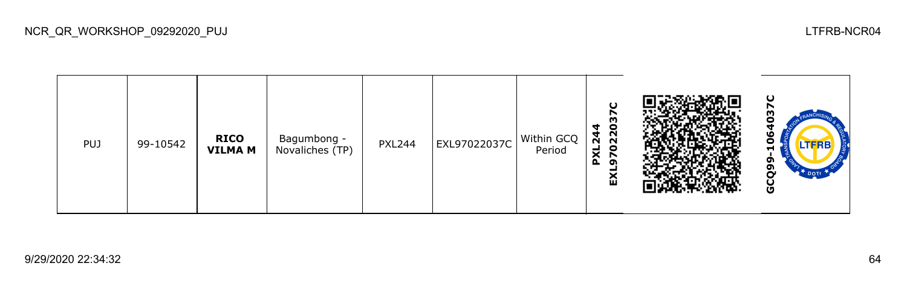| PUJ | 99-10542 | **RICO VILMA M** | Bagumbong - Novaliches (TP) | PXL244 | EXL97022037C | Within GCQ Period | **PXL244 EXL97022037C** | | **GCQ99-1064037C** |
|---|---|---|---|---|---|---|---|---|---|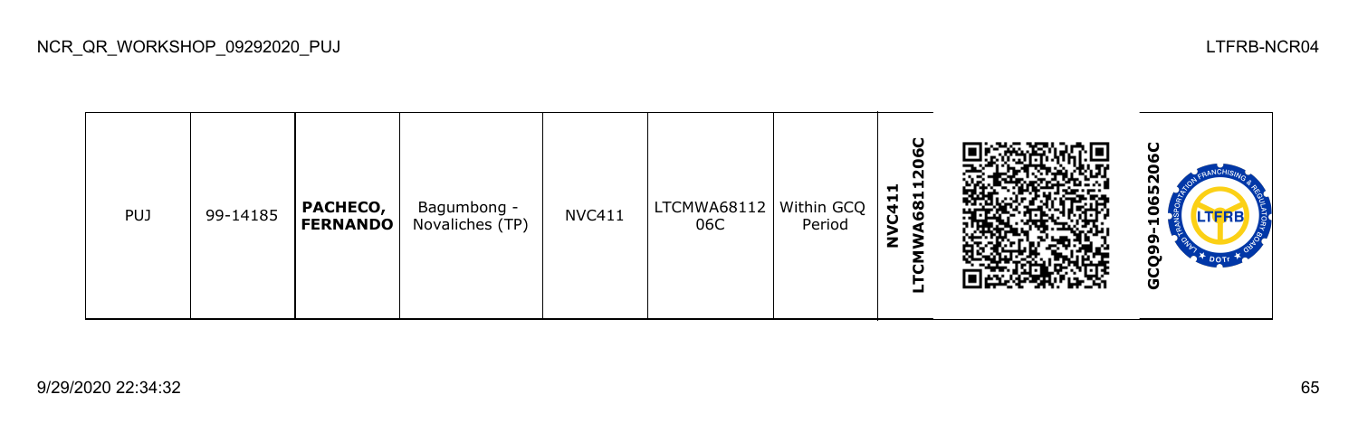| PUJ | 99-14185 | **PACHECO, FERNANDO** | Bagumbong - Novaliches (TP) | NVC411 | LTCMWA6811206C | Within GCQ Period | **NVC411 LTCMWA6811206C** | | **GCQ99-1065206C** |
|---|---|---|---|---|---|---|---|---|---|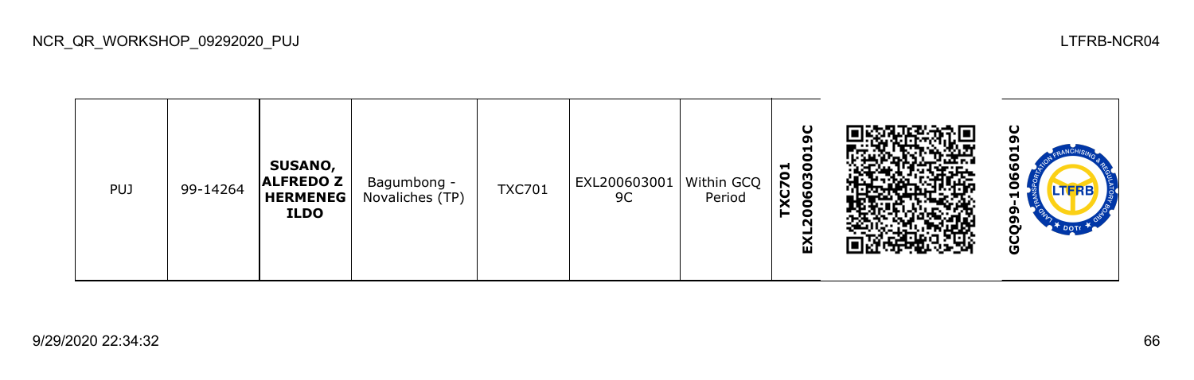| | | | | | | | | | |
|---|---|---|---|---|---|---|---|---|---|
| PUJ | 99-14264 | **SUSANO, ALFREDO Z HERMENEGILDO** | Bagumbong - Novaliches (TP) | TXC701 | EXL2006030019C | Within GCQ Period | **TXC701 EXL2006030019C** | | **GCQ99-1066019C** |